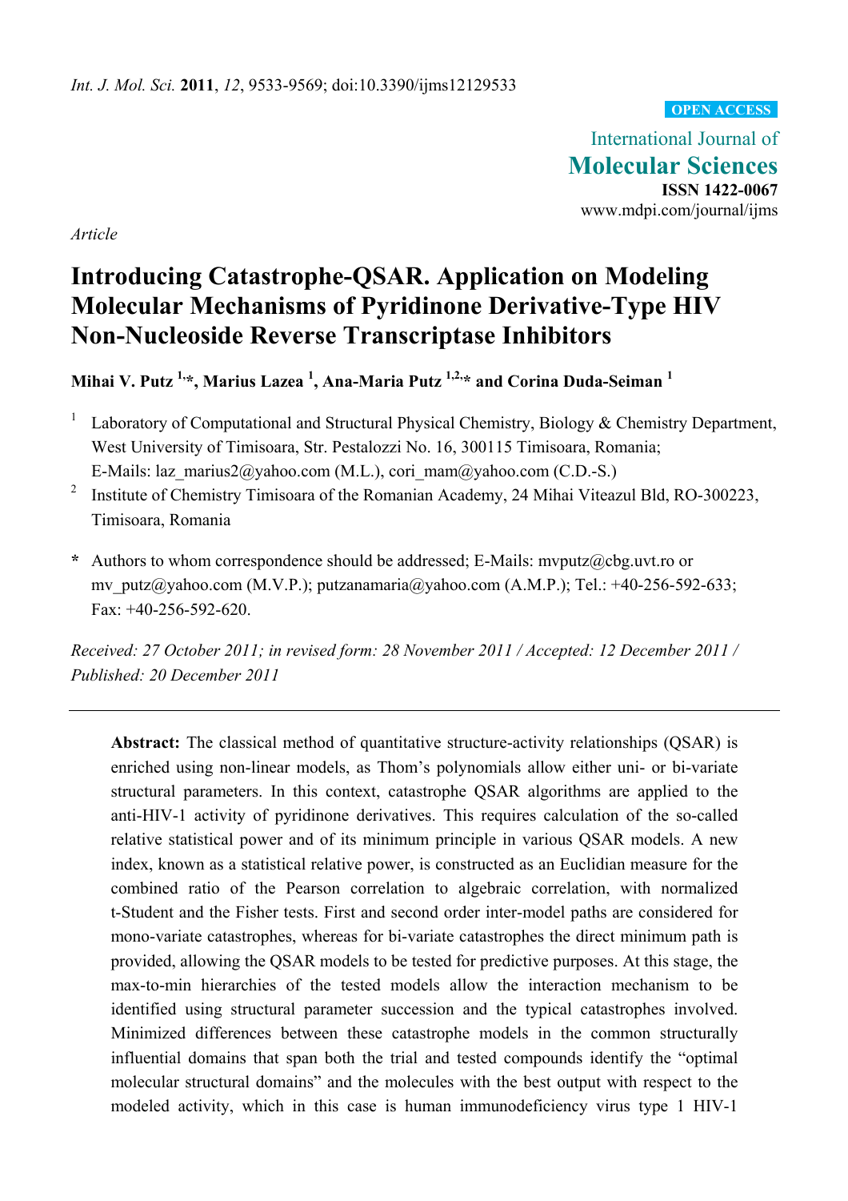*Int. J. Mol. Sci.* **2011**, *12*, 9533-9569; doi:10.3390/ijms12129533

**OPEN ACCESS**

International Journal of
**Molecular Sciences**
**ISSN 1422-0067**
www.mdpi.com/journal/ijms

*Article*

# Introducing Catastrophe-QSAR. Application on Modeling Molecular Mechanisms of Pyridinone Derivative-Type HIV Non-Nucleoside Reverse Transcriptase Inhibitors

**Mihai V. Putz [1,*], Marius Lazea [1], Ana-Maria Putz [1,2,*] and Corina Duda-Seiman [1]**

[1] Laboratory of Computational and Structural Physical Chemistry, Biology & Chemistry Department, West University of Timisoara, Str. Pestalozzi No. 16, 300115 Timisoara, Romania; E-Mails: laz_marius2@yahoo.com (M.L.), cori_mam@yahoo.com (C.D.-S.)

[2] Institute of Chemistry Timisoara of the Romanian Academy, 24 Mihai Viteazul Bld, RO-300223, Timisoara, Romania

**\*** Authors to whom correspondence should be addressed; E-Mails: mvputz@cbg.uvt.ro or mv_putz@yahoo.com (M.V.P.); putzanamaria@yahoo.com (A.M.P.); Tel.: +40-256-592-633; Fax: +40-256-592-620.

*Received: 27 October 2011; in revised form: 28 November 2011 / Accepted: 12 December 2011 / Published: 20 December 2011*

---

**Abstract:** The classical method of quantitative structure-activity relationships (QSAR) is enriched using non-linear models, as Thom's polynomials allow either uni- or bi-variate structural parameters. In this context, catastrophe QSAR algorithms are applied to the anti-HIV-1 activity of pyridinone derivatives. This requires calculation of the so-called relative statistical power and of its minimum principle in various QSAR models. A new index, known as a statistical relative power, is constructed as an Euclidian measure for the combined ratio of the Pearson correlation to algebraic correlation, with normalized t-Student and the Fisher tests. First and second order inter-model paths are considered for mono-variate catastrophes, whereas for bi-variate catastrophes the direct minimum path is provided, allowing the QSAR models to be tested for predictive purposes. At this stage, the max-to-min hierarchies of the tested models allow the interaction mechanism to be identified using structural parameter succession and the typical catastrophes involved. Minimized differences between these catastrophe models in the common structurally influential domains that span both the trial and tested compounds identify the "optimal molecular structural domains" and the molecules with the best output with respect to the modeled activity, which in this case is human immunodeficiency virus type 1 HIV-1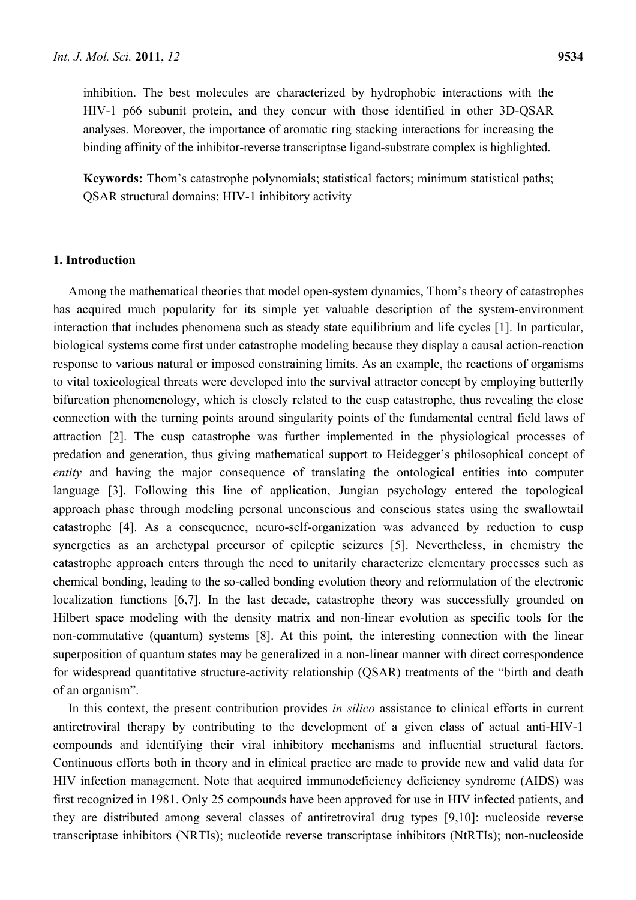inhibition. The best molecules are characterized by hydrophobic interactions with the HIV-1 p66 subunit protein, and they concur with those identified in other 3D-QSAR analyses. Moreover, the importance of aromatic ring stacking interactions for increasing the binding affinity of the inhibitor-reverse transcriptase ligand-substrate complex is highlighted.

**Keywords:** Thom's catastrophe polynomials; statistical factors; minimum statistical paths; QSAR structural domains; HIV-1 inhibitory activity

---

## 1. Introduction

Among the mathematical theories that model open-system dynamics, Thom's theory of catastrophes has acquired much popularity for its simple yet valuable description of the system-environment interaction that includes phenomena such as steady state equilibrium and life cycles [1]. In particular, biological systems come first under catastrophe modeling because they display a causal action-reaction response to various natural or imposed constraining limits. As an example, the reactions of organisms to vital toxicological threats were developed into the survival attractor concept by employing butterfly bifurcation phenomenology, which is closely related to the cusp catastrophe, thus revealing the close connection with the turning points around singularity points of the fundamental central field laws of attraction [2]. The cusp catastrophe was further implemented in the physiological processes of predation and generation, thus giving mathematical support to Heidegger's philosophical concept of *entity* and having the major consequence of translating the ontological entities into computer language [3]. Following this line of application, Jungian psychology entered the topological approach phase through modeling personal unconscious and conscious states using the swallowtail catastrophe [4]. As a consequence, neuro-self-organization was advanced by reduction to cusp synergetics as an archetypal precursor of epileptic seizures [5]. Nevertheless, in chemistry the catastrophe approach enters through the need to unitarily characterize elementary processes such as chemical bonding, leading to the so-called bonding evolution theory and reformulation of the electronic localization functions [6,7]. In the last decade, catastrophe theory was successfully grounded on Hilbert space modeling with the density matrix and non-linear evolution as specific tools for the non-commutative (quantum) systems [8]. At this point, the interesting connection with the linear superposition of quantum states may be generalized in a non-linear manner with direct correspondence for widespread quantitative structure-activity relationship (QSAR) treatments of the "birth and death of an organism".

In this context, the present contribution provides *in silico* assistance to clinical efforts in current antiretroviral therapy by contributing to the development of a given class of actual anti-HIV-1 compounds and identifying their viral inhibitory mechanisms and influential structural factors. Continuous efforts both in theory and in clinical practice are made to provide new and valid data for HIV infection management. Note that acquired immunodeficiency deficiency syndrome (AIDS) was first recognized in 1981. Only 25 compounds have been approved for use in HIV infected patients, and they are distributed among several classes of antiretroviral drug types [9,10]: nucleoside reverse transcriptase inhibitors (NRTIs); nucleotide reverse transcriptase inhibitors (NtRTIs); non-nucleoside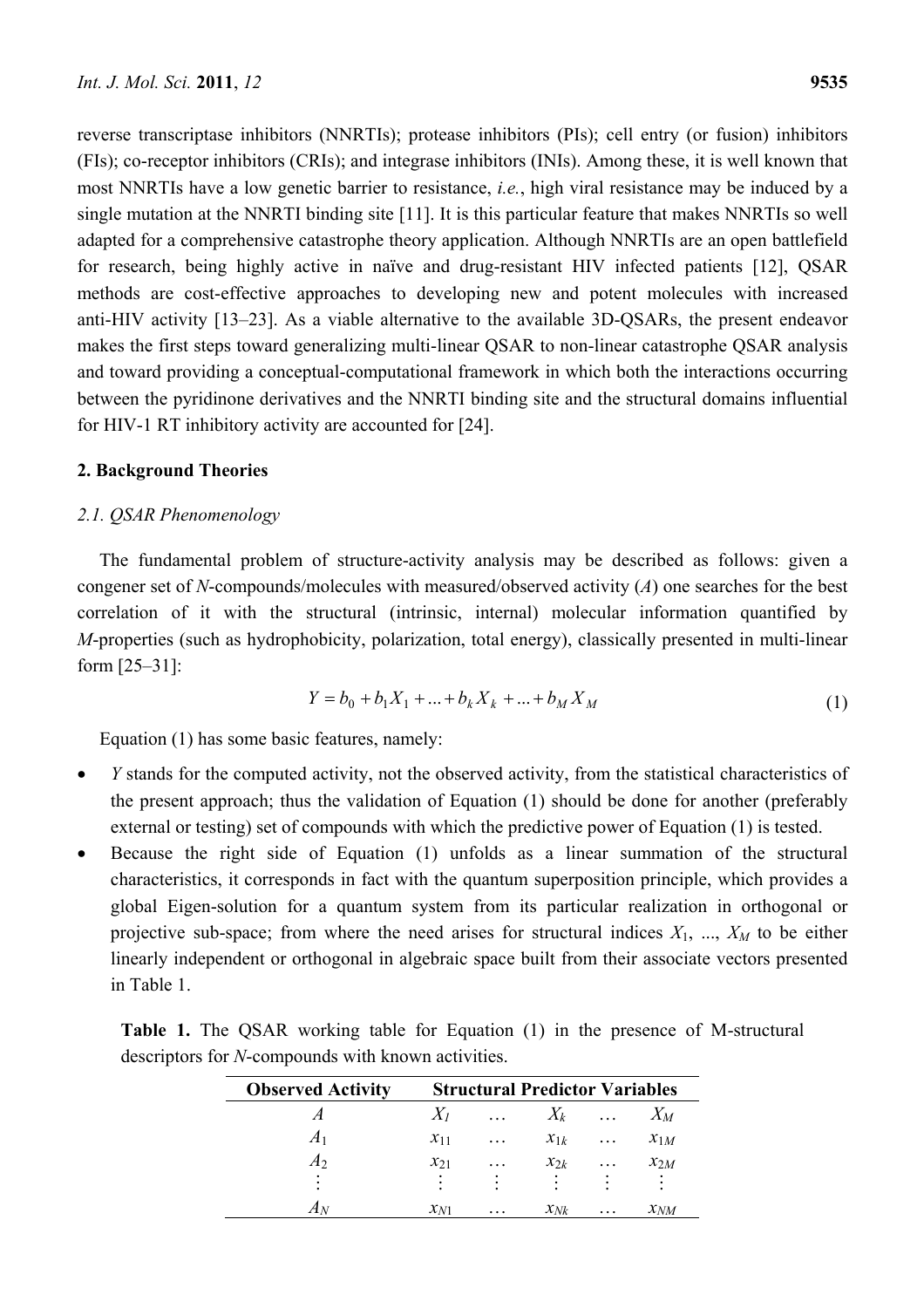reverse transcriptase inhibitors (NNRTIs); protease inhibitors (PIs); cell entry (or fusion) inhibitors (FIs); co-receptor inhibitors (CRIs); and integrase inhibitors (INIs). Among these, it is well known that most NNRTIs have a low genetic barrier to resistance, *i.e.*, high viral resistance may be induced by a single mutation at the NNRTI binding site [11]. It is this particular feature that makes NNRTIs so well adapted for a comprehensive catastrophe theory application. Although NNRTIs are an open battlefield for research, being highly active in naïve and drug-resistant HIV infected patients [12], QSAR methods are cost-effective approaches to developing new and potent molecules with increased anti-HIV activity [13–23]. As a viable alternative to the available 3D-QSARs, the present endeavor makes the first steps toward generalizing multi-linear QSAR to non-linear catastrophe QSAR analysis and toward providing a conceptual-computational framework in which both the interactions occurring between the pyridinone derivatives and the NNRTI binding site and the structural domains influential for HIV-1 RT inhibitory activity are accounted for [24].

## 2. Background Theories

### 2.1. QSAR Phenomenology

The fundamental problem of structure-activity analysis may be described as follows: given a congener set of *N*-compounds/molecules with measured/observed activity (*A*) one searches for the best correlation of it with the structural (intrinsic, internal) molecular information quantified by *M*-properties (such as hydrophobicity, polarization, total energy), classically presented in multi-linear form [25–31]:

$$Y = b_0 + b_1 X_1 + ... + b_k X_k + ... + b_M X_M \tag{1}$$

Equation (1) has some basic features, namely:

- $Y$ stands for the computed activity, not the observed activity, from the statistical characteristics of the present approach; thus the validation of Equation (1) should be done for another (preferably external or testing) set of compounds with which the predictive power of Equation (1) is tested.
- Because the right side of Equation (1) unfolds as a linear summation of the structural characteristics, it corresponds in fact with the quantum superposition principle, which provides a global Eigen-solution for a quantum system from its particular realization in orthogonal or projective sub-space; from where the need arises for structural indices $X_1$, ..., $X_M$ to be either linearly independent or orthogonal in algebraic space built from their associate vectors presented in Table 1.

**Table 1.** The QSAR working table for Equation (1) in the presence of M-structural descriptors for *N*-compounds with known activities.

| Observed Activity | Structural Predictor Variables | | | | |
|---|---|---|---|---|---|
| $A$ | $X_1$ | … | $X_k$ | … | $X_M$ |
| $A_1$ | $x_{11}$ | … | $x_{1k}$ | … | $x_{1M}$ |
| $A_2$ | $x_{21}$ | … | $x_{2k}$ | … | $x_{2M}$ |
| ⋮ | ⋮ | ⋮ | ⋮ | ⋮ | ⋮ |
| $A_N$ | $x_{N1}$ | … | $x_{Nk}$ | … | $x_{NM}$ |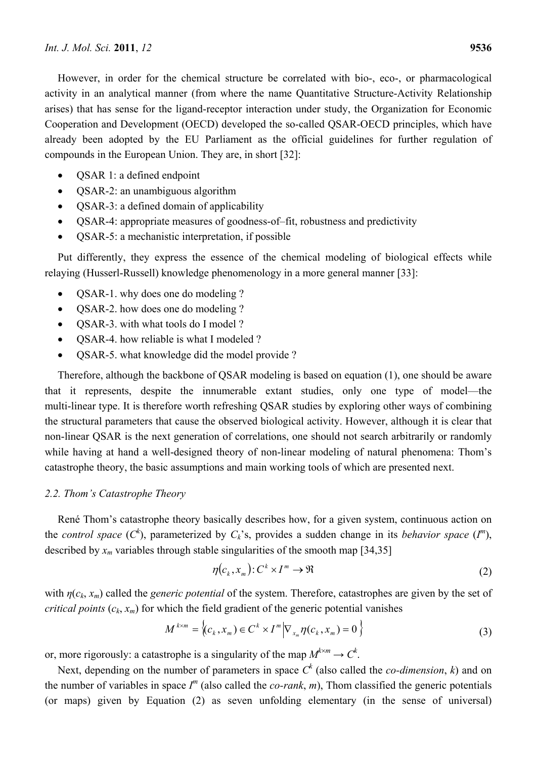However, in order for the chemical structure be correlated with bio-, eco-, or pharmacological activity in an analytical manner (from where the name Quantitative Structure-Activity Relationship arises) that has sense for the ligand-receptor interaction under study, the Organization for Economic Cooperation and Development (OECD) developed the so-called QSAR-OECD principles, which have already been adopted by the EU Parliament as the official guidelines for further regulation of compounds in the European Union. They are, in short [32]:

- QSAR 1: a defined endpoint
- QSAR-2: an unambiguous algorithm
- QSAR-3: a defined domain of applicability
- QSAR-4: appropriate measures of goodness-of–fit, robustness and predictivity
- QSAR-5: a mechanistic interpretation, if possible

Put differently, they express the essence of the chemical modeling of biological effects while relaying (Husserl-Russell) knowledge phenomenology in a more general manner [33]:

- QSAR-1. why does one do modeling ?
- QSAR-2. how does one do modeling ?
- QSAR-3. with what tools do I model ?
- QSAR-4. how reliable is what I modeled ?
- QSAR-5. what knowledge did the model provide ?

Therefore, although the backbone of QSAR modeling is based on equation (1), one should be aware that it represents, despite the innumerable extant studies, only one type of model—the multi-linear type. It is therefore worth refreshing QSAR studies by exploring other ways of combining the structural parameters that cause the observed biological activity. However, although it is clear that non-linear QSAR is the next generation of correlations, one should not search arbitrarily or randomly while having at hand a well-designed theory of non-linear modeling of natural phenomena: Thom's catastrophe theory, the basic assumptions and main working tools of which are presented next.

### *2.2. Thom's Catastrophe Theory*

René Thom's catastrophe theory basically describes how, for a given system, continuous action on the *control space* ($C^k$), parameterized by $C_k$'s, provides a sudden change in its *behavior space* ($I^m$), described by $x_m$ variables through stable singularities of the smooth map [34,35]

$$\eta(c_k, x_m): C^k \times I^m \rightarrow \Re \tag{2}$$

with $\eta(c_k, x_m)$ called the *generic potential* of the system. Therefore, catastrophes are given by the set of *critical points* $(c_k, x_m)$ for which the field gradient of the generic potential vanishes

$$M^{k \times m} = \left\{ (c_k, x_m) \in C^k \times I^m \middle| \nabla_{x_m} \eta(c_k, x_m) = 0 \right\} \tag{3}$$

or, more rigorously: a catastrophe is a singularity of the map $M^{k \times m} \rightarrow C^k$.

Next, depending on the number of parameters in space $C^k$ (also called the *co-dimension*, $k$) and on the number of variables in space $I^m$ (also called the *co-rank*, $m$), Thom classified the generic potentials (or maps) given by Equation (2) as seven unfolding elementary (in the sense of universal)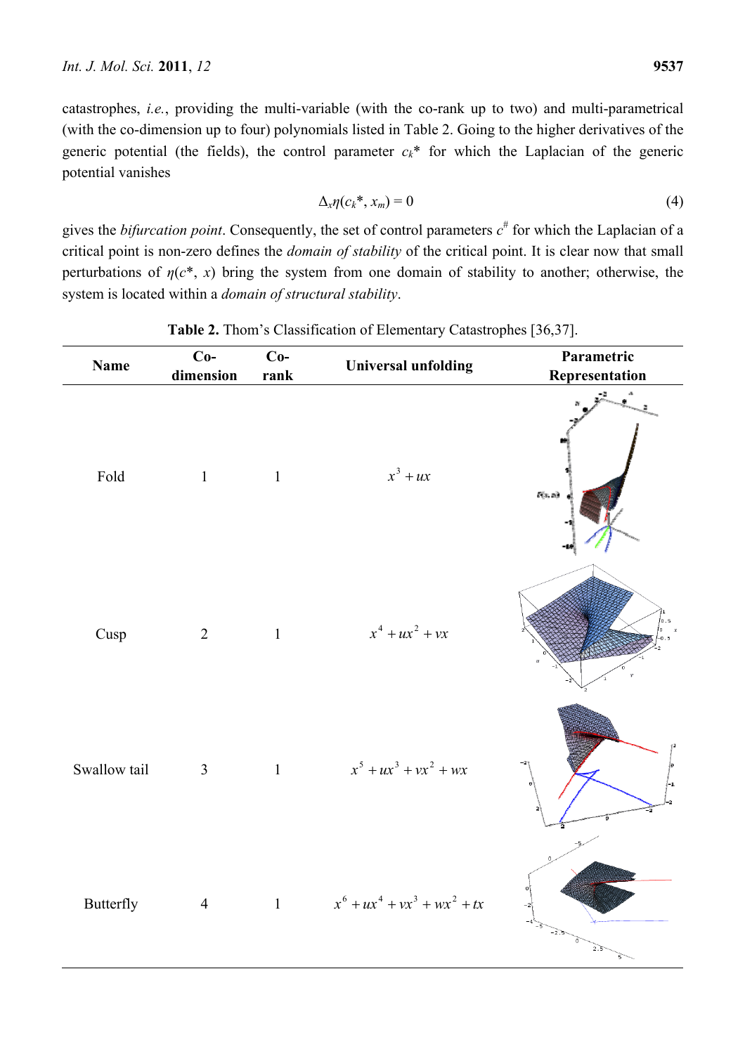catastrophes, *i.e.*, providing the multi-variable (with the co-rank up to two) and multi-parametrical (with the co-dimension up to four) polynomials listed in Table 2. Going to the higher derivatives of the generic potential (the fields), the control parameter $c_k$* for which the Laplacian of the generic potential vanishes

$$\Delta_x \eta(c_k^*, x_m) = 0 \tag{4}$$

gives the *bifurcation point*. Consequently, the set of control parameters $c^{\#}$ for which the Laplacian of a critical point is non-zero defines the *domain of stability* of the critical point. It is clear now that small perturbations of $\eta(c^*, x)$ bring the system from one domain of stability to another; otherwise, the system is located within a *domain of structural stability*.

**Table 2.** Thom's Classification of Elementary Catastrophes [36,37].

| Name | Co-dimension | Co-rank | Universal unfolding | Parametric Representation |
|---|---|---|---|---|
| Fold | 1 | 1 | $x^3 + ux$ | |
| Cusp | 2 | 1 | $x^4 + ux^2 + vx$ | |
| Swallow tail | 3 | 1 | $x^5 + ux^3 + vx^2 + wx$ | |
| Butterfly | 4 | 1 | $x^6 + ux^4 + vx^3 + wx^2 + tx$ | |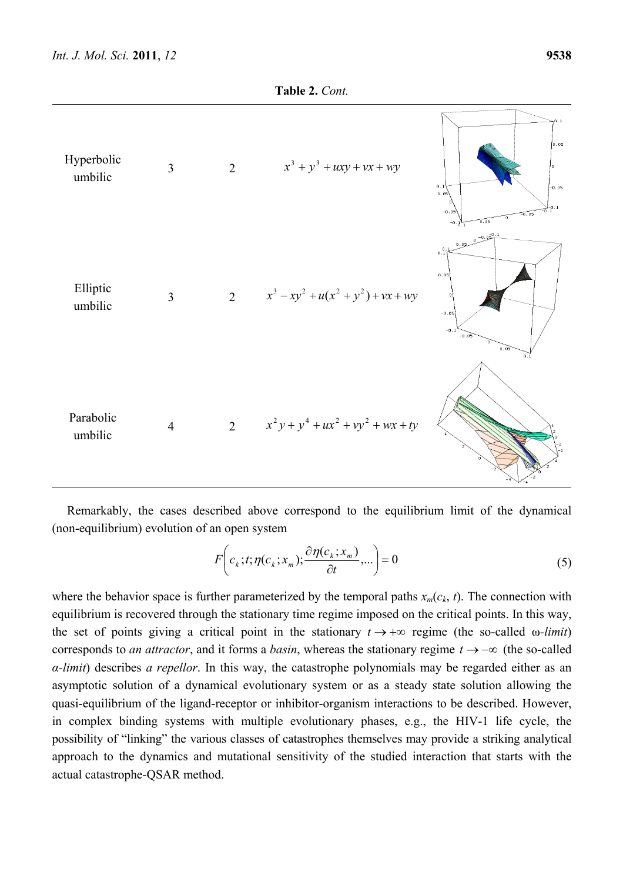**Table 2.** *Cont.*

| | | | | |
|---|---|---|---|---|
| Hyperbolic umbilic | 3 | 2 | $x^3 + y^3 + uxy + vx + wy$ | |
| Elliptic umbilic | 3 | 2 | $x^3 - xy^2 + u(x^2 + y^2) + vx + wy$ | |
| Parabolic umbilic | 4 | 2 | $x^2 y + y^4 + ux^2 + vy^2 + wx + ty$ | |

Remarkably, the cases described above correspond to the equilibrium limit of the dynamical (non-equilibrium) evolution of an open system

$$F\left(c_k; t; \eta(c_k; x_m); \frac{\partial \eta(c_k; x_m)}{\partial t}, \ldots\right) = 0 \tag{5}$$

where the behavior space is further parameterized by the temporal paths $x_m(c_k, t)$. The connection with equilibrium is recovered through the stationary time regime imposed on the critical points. In this way, the set of points giving a critical point in the stationary $t \to +\infty$ regime (the so-called ω-*limit*) corresponds to *an attractor*, and it forms a *basin*, whereas the stationary regime $t \to -\infty$ (the so-called *α-limit*) describes *a repellor*. In this way, the catastrophe polynomials may be regarded either as an asymptotic solution of a dynamical evolutionary system or as a steady state solution allowing the quasi-equilibrium of the ligand-receptor or inhibitor-organism interactions to be described. However, in complex binding systems with multiple evolutionary phases, e.g., the HIV-1 life cycle, the possibility of "linking" the various classes of catastrophes themselves may provide a striking analytical approach to the dynamics and mutational sensitivity of the studied interaction that starts with the actual catastrophe-QSAR method.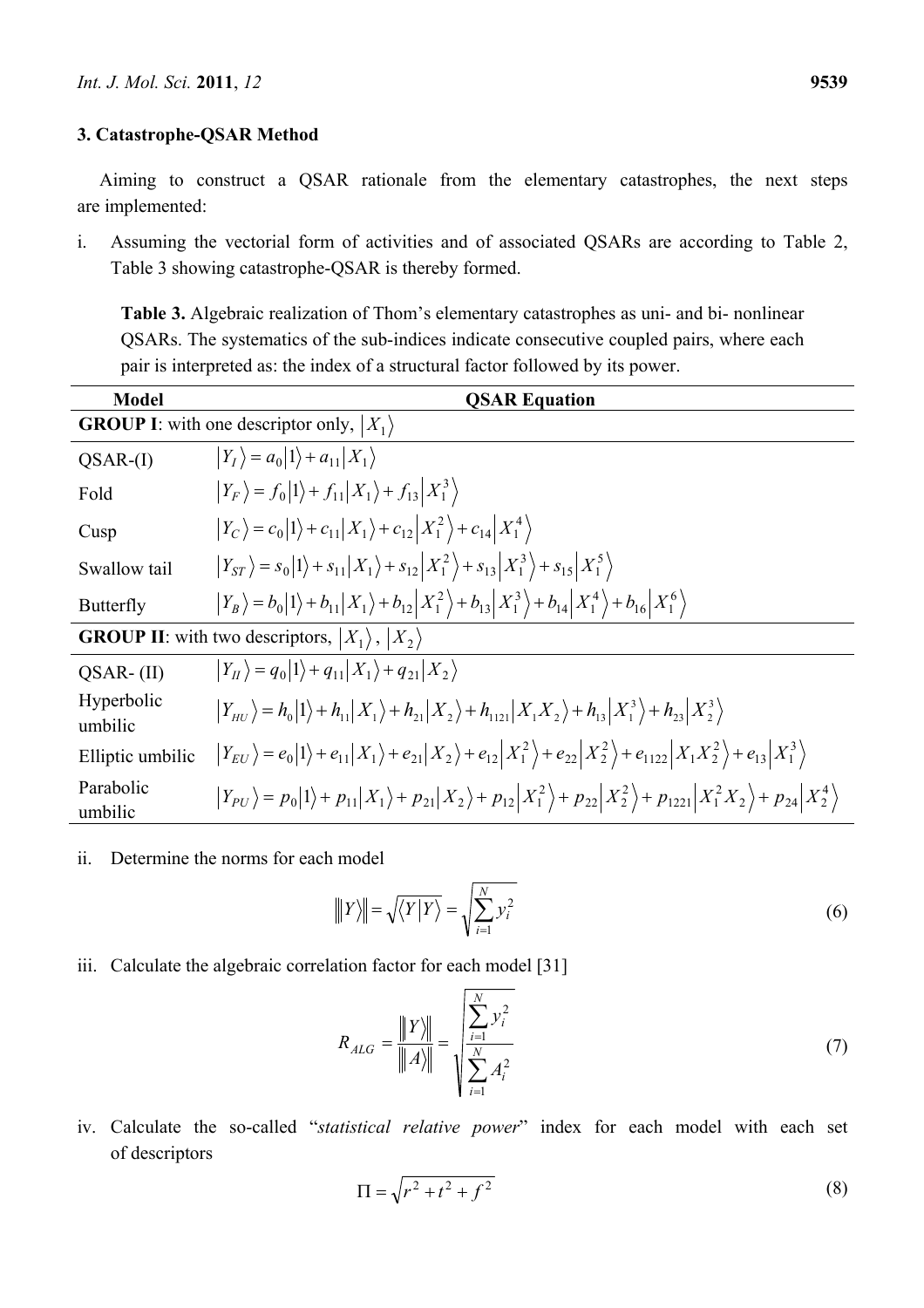## 3. Catastrophe-QSAR Method

Aiming to construct a QSAR rationale from the elementary catastrophes, the next steps are implemented:

i. Assuming the vectorial form of activities and of associated QSARs are according to Table 2, Table 3 showing catastrophe-QSAR is thereby formed.

**Table 3.** Algebraic realization of Thom's elementary catastrophes as uni- and bi- nonlinear QSARs. The systematics of the sub-indices indicate consecutive coupled pairs, where each pair is interpreted as: the index of a structural factor followed by its power.

| Model | QSAR Equation |
|---|---|
| **GROUP I**: with one descriptor only, $\|X_1\rangle$ | |
| QSAR-(I) | $\|Y_I\rangle = a_0\|1\rangle + a_{11}\|X_1\rangle$ |
| Fold | $\|Y_F\rangle = f_0\|1\rangle + f_{11}\|X_1\rangle + f_{13}\|X_1^3\rangle$ |
| Cusp | $\|Y_C\rangle = c_0\|1\rangle + c_{11}\|X_1\rangle + c_{12}\|X_1^2\rangle + c_{14}\|X_1^4\rangle$ |
| Swallow tail | $\|Y_{ST}\rangle = s_0\|1\rangle + s_{11}\|X_1\rangle + s_{12}\|X_1^2\rangle + s_{13}\|X_1^3\rangle + s_{15}\|X_1^5\rangle$ |
| Butterfly | $\|Y_B\rangle = b_0\|1\rangle + b_{11}\|X_1\rangle + b_{12}\|X_1^2\rangle + b_{13}\|X_1^3\rangle + b_{14}\|X_1^4\rangle + b_{16}\|X_1^6\rangle$ |
| **GROUP II**: with two descriptors, $\|X_1\rangle$, $\|X_2\rangle$ | |
| QSAR- (II) | $\|Y_{II}\rangle = q_0\|1\rangle + q_{11}\|X_1\rangle + q_{21}\|X_2\rangle$ |
| Hyperbolic umbilic | $\|Y_{HU}\rangle = h_0\|1\rangle + h_{11}\|X_1\rangle + h_{21}\|X_2\rangle + h_{1121}\|X_1X_2\rangle + h_{13}\|X_1^3\rangle + h_{23}\|X_2^3\rangle$ |
| Elliptic umbilic | $\|Y_{EU}\rangle = e_0\|1\rangle + e_{11}\|X_1\rangle + e_{21}\|X_2\rangle + e_{12}\|X_1^2\rangle + e_{22}\|X_2^2\rangle + e_{1122}\|X_1X_2^2\rangle + e_{13}\|X_1^3\rangle$ |
| Parabolic umbilic | $\|Y_{PU}\rangle = p_0\|1\rangle + p_{11}\|X_1\rangle + p_{21}\|X_2\rangle + p_{12}\|X_1^2\rangle + p_{22}\|X_2^2\rangle + p_{1221}\|X_1^2X_2\rangle + p_{24}\|X_2^4\rangle$ |

ii. Determine the norms for each model

$$\| |Y\rangle \| = \sqrt{\langle Y|Y\rangle} = \sqrt{\sum_{i=1}^{N} y_i^2} \tag{6}$$

iii. Calculate the algebraic correlation factor for each model [31]

$$R_{ALG} = \frac{\| |Y\rangle \|}{\| |A\rangle \|} = \sqrt{\frac{\sum_{i=1}^{N} y_i^2}{\sum_{i=1}^{N} A_i^2}} \tag{7}$$

iv. Calculate the so-called "*statistical relative power*" index for each model with each set of descriptors

$$\Pi = \sqrt{r^2 + t^2 + f^2} \tag{8}$$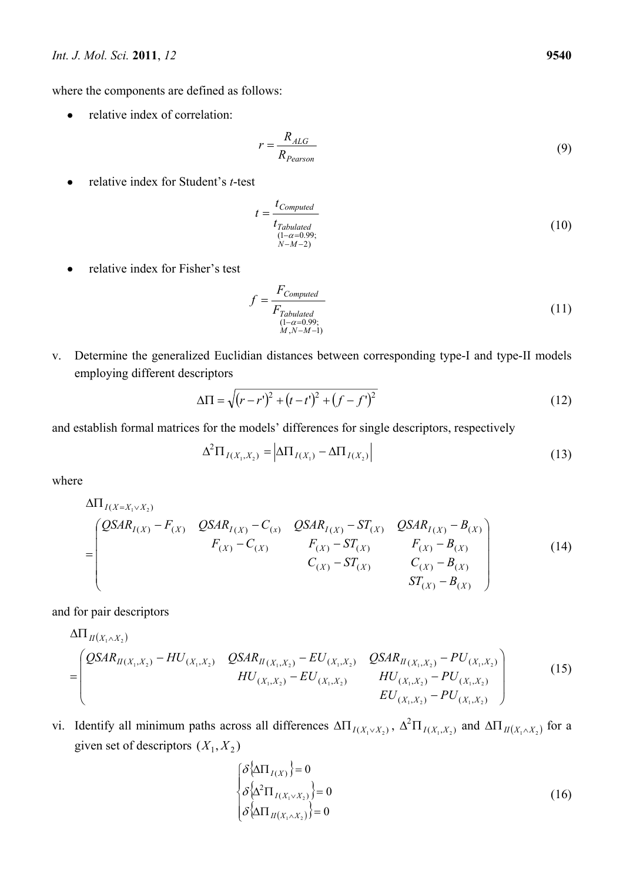where the components are defined as follows:

- relative index of correlation:

$$r = \frac{R_{ALG}}{R_{Pearson}} \tag{9}$$

- relative index for Student's *t*-test

$$t = \frac{t_{Computed}}{t_{\substack{Tabulated \\ (1-\alpha=0.99; \\ N-M-2)}}} \tag{10}$$

- relative index for Fisher's test

$$f = \frac{F_{Computed}}{F_{\substack{Tabulated \\ (1-\alpha=0.99; \\ M, N-M-1)}}} \tag{11}$$

v. Determine the generalized Euclidian distances between corresponding type-I and type-II models employing different descriptors

$$\Delta\Pi = \sqrt{(r-r')^2 + (t-t')^2 + (f-f')^2} \tag{12}$$

and establish formal matrices for the models' differences for single descriptors, respectively

$$\Delta^2\Pi_{I(X_1,X_2)} = \left|\Delta\Pi_{I(X_1)} - \Delta\Pi_{I(X_2)}\right| \tag{13}$$

where

$$\Delta\Pi_{I(X=X_1 \vee X_2)} = \begin{pmatrix} QSAR_{I(X)} - F_{(X)} & QSAR_{I(X)} - C_{(x)} & QSAR_{I(X)} - ST_{(X)} & QSAR_{I(X)} - B_{(X)} \\ & F_{(X)} - C_{(X)} & F_{(X)} - ST_{(X)} & F_{(X)} - B_{(X)} \\ & & C_{(X)} - ST_{(X)} & C_{(X)} - B_{(X)} \\ & & & ST_{(X)} - B_{(X)} \end{pmatrix} \tag{14}$$

and for pair descriptors

$$\Delta\Pi_{II(X_1 \wedge X_2)} = \begin{pmatrix} QSAR_{II(X_1,X_2)} - HU_{(X_1,X_2)} & QSAR_{II(X_1,X_2)} - EU_{(X_1,X_2)} & QSAR_{II(X_1,X_2)} - PU_{(X_1,X_2)} \\ & HU_{(X_1,X_2)} - EU_{(X_1,X_2)} & HU_{(X_1,X_2)} - PU_{(X_1,X_2)} \\ & & EU_{(X_1,X_2)} - PU_{(X_1,X_2)} \end{pmatrix} \tag{15}$$

vi. Identify all minimum paths across all differences $\Delta\Pi_{I(X_1 \vee X_2)}$, $\Delta^2\Pi_{I(X_1,X_2)}$ and $\Delta\Pi_{II(X_1 \wedge X_2)}$ for a given set of descriptors $(X_1, X_2)$

$$\begin{cases} \delta\left\{\Delta\Pi_{I(X)}\right\} = 0 \\ \delta\left\{\Delta^2\Pi_{I(X_1 \vee X_2)}\right\} = 0 \\ \delta\left\{\Delta\Pi_{II(X_1 \wedge X_2)}\right\} = 0 \end{cases} \tag{16}$$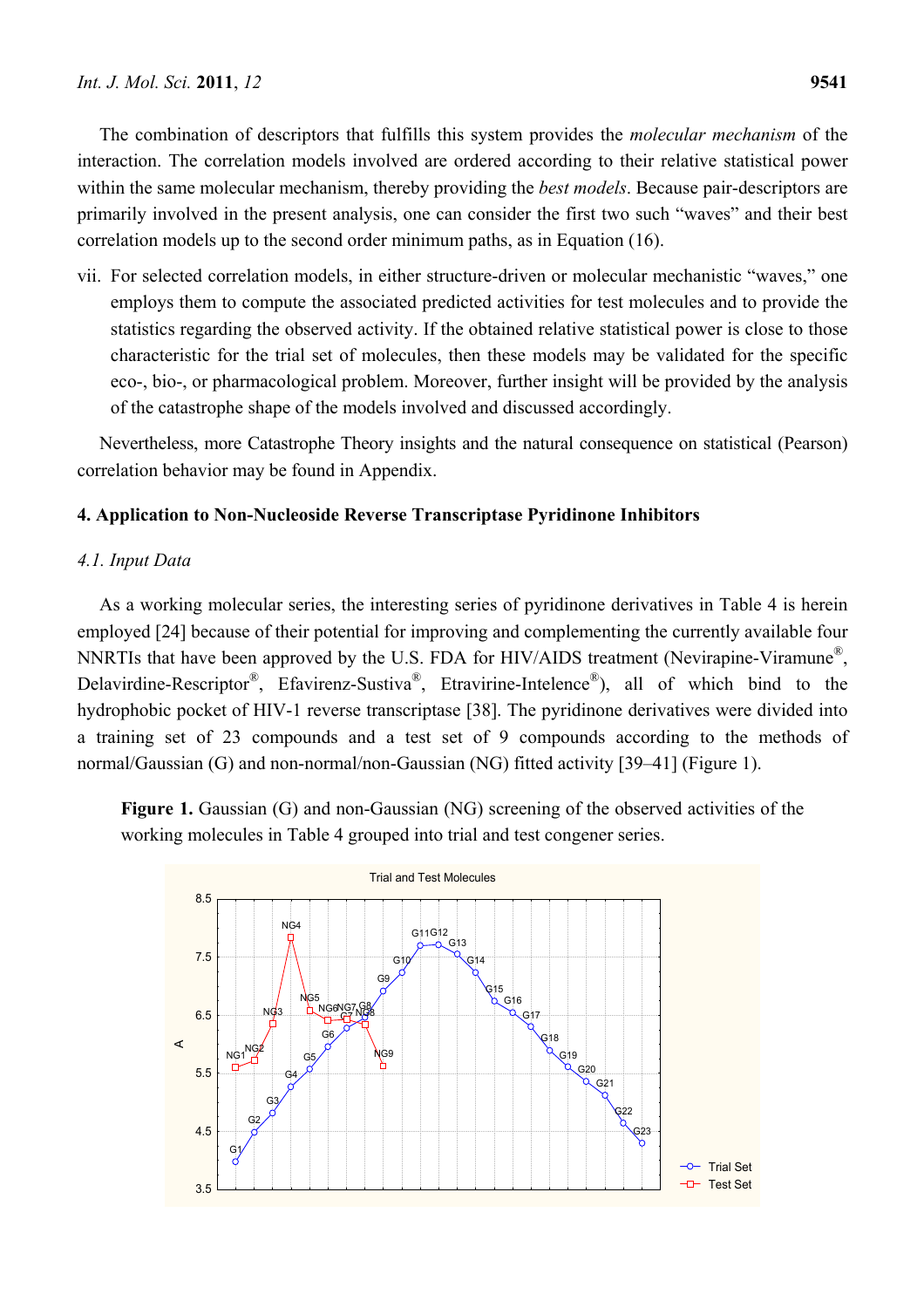The combination of descriptors that fulfills this system provides the *molecular mechanism* of the interaction. The correlation models involved are ordered according to their relative statistical power within the same molecular mechanism, thereby providing the *best models*. Because pair-descriptors are primarily involved in the present analysis, one can consider the first two such "waves" and their best correlation models up to the second order minimum paths, as in Equation (16).

vii. For selected correlation models, in either structure-driven or molecular mechanistic "waves," one employs them to compute the associated predicted activities for test molecules and to provide the statistics regarding the observed activity. If the obtained relative statistical power is close to those characteristic for the trial set of molecules, then these models may be validated for the specific eco-, bio-, or pharmacological problem. Moreover, further insight will be provided by the analysis of the catastrophe shape of the models involved and discussed accordingly.

Nevertheless, more Catastrophe Theory insights and the natural consequence on statistical (Pearson) correlation behavior may be found in Appendix.

## 4. Application to Non-Nucleoside Reverse Transcriptase Pyridinone Inhibitors

### 4.1. Input Data

As a working molecular series, the interesting series of pyridinone derivatives in Table 4 is herein employed [24] because of their potential for improving and complementing the currently available four NNRTIs that have been approved by the U.S. FDA for HIV/AIDS treatment (Nevirapine-Viramune®, Delavirdine-Rescriptor®, Efavirenz-Sustiva®, Etravirine-Intelence®), all of which bind to the hydrophobic pocket of HIV-1 reverse transcriptase [38]. The pyridinone derivatives were divided into a training set of 23 compounds and a test set of 9 compounds according to the methods of normal/Gaussian (G) and non-normal/non-Gaussian (NG) fitted activity [39–41] (Figure 1).

**Figure 1.** Gaussian (G) and non-Gaussian (NG) screening of the observed activities of the working molecules in Table 4 grouped into trial and test congener series.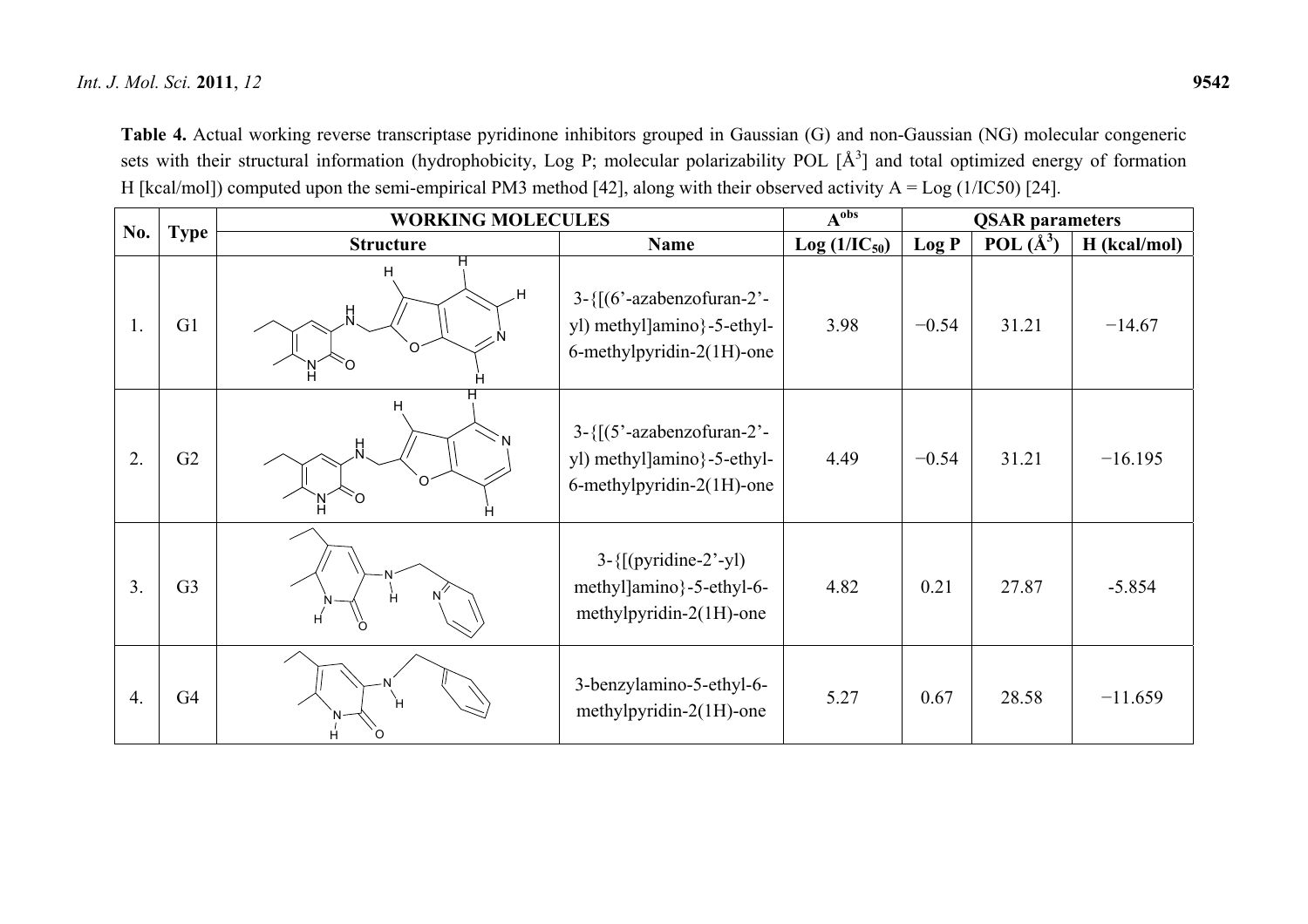**Table 4.** Actual working reverse transcriptase pyridinone inhibitors grouped in Gaussian (G) and non-Gaussian (NG) molecular congeneric sets with their structural information (hydrophobicity, Log P; molecular polarizability POL [Å$^3$] and total optimized energy of formation H [kcal/mol]) computed upon the semi-empirical PM3 method [42], along with their observed activity A = Log (1/IC50) [24].

| No. | Type | WORKING MOLECULES | | $A^{obs}$ | QSAR parameters | | |
|---|---|---|---|---|---|---|---|
| | | Structure | Name | Log ($1/IC_{50}$) | Log P | POL (Å$^3$) | H (kcal/mol) |
| 1. | G1 | | 3-{[(6’-azabenzofuran-2’-yl) methyl]amino}-5-ethyl-6-methylpyridin-2(1H)-one | 3.98 | −0.54 | 31.21 | −14.67 |
| 2. | G2 | | 3-{[(5’-azabenzofuran-2’-yl) methyl]amino}-5-ethyl-6-methylpyridin-2(1H)-one | 4.49 | −0.54 | 31.21 | −16.195 |
| 3. | G3 | | 3-{[(pyridine-2’-yl) methyl]amino}-5-ethyl-6-methylpyridin-2(1H)-one | 4.82 | 0.21 | 27.87 | -5.854 |
| 4. | G4 | | 3-benzylamino-5-ethyl-6-methylpyridin-2(1H)-one | 5.27 | 0.67 | 28.58 | −11.659 |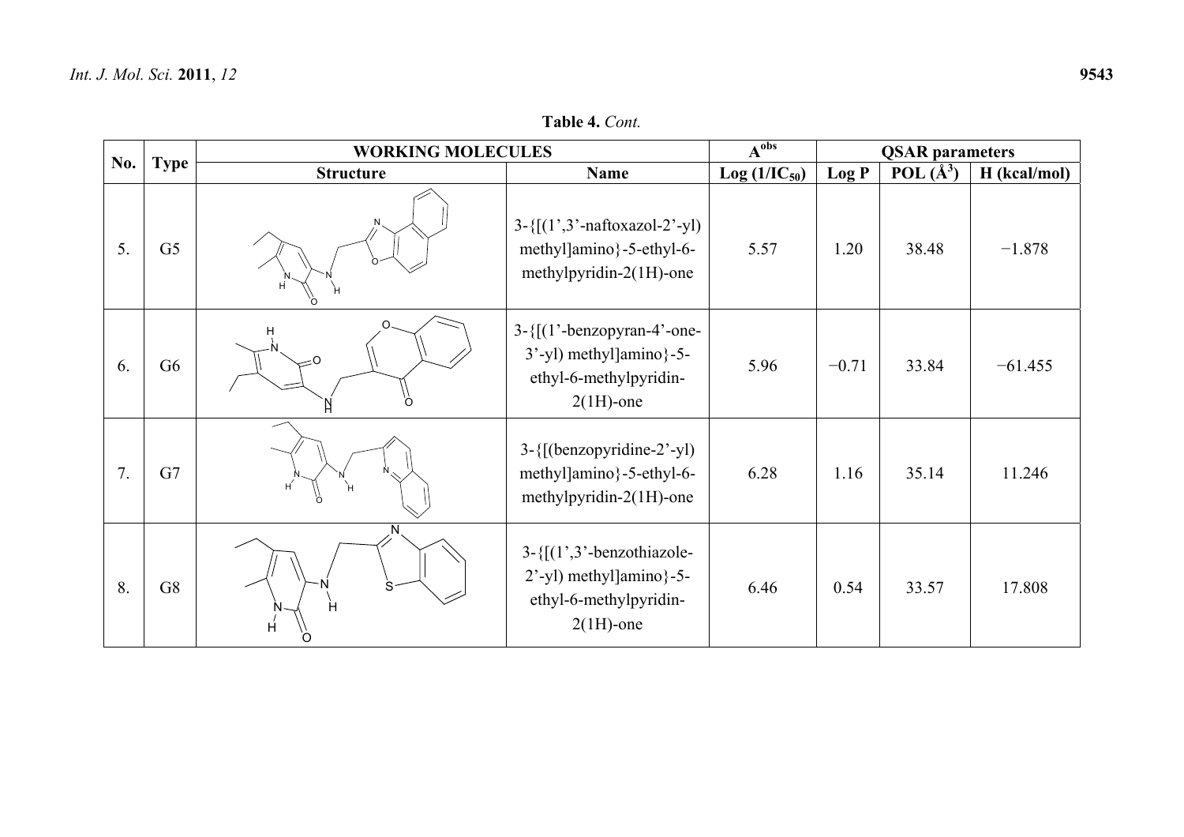**Table 4.** *Cont.*

| No. | Type | WORKING MOLECULES | | $A^{obs}$ | QSAR parameters | | |
|---|---|---|---|---|---|---|---|
| | | Structure | Name | Log ($1/IC_{50}$) | Log P | POL (Å$^3$) | H (kcal/mol) |
| 5. | G5 | | 3-{[(1',3'-naftoxazol-2'-yl) methyl]amino}-5-ethyl-6-methylpyridin-2(1H)-one | 5.57 | 1.20 | 38.48 | −1.878 |
| 6. | G6 | | 3-{[(1'-benzopyran-4'-one-3'-yl) methyl]amino}-5-ethyl-6-methylpyridin-2(1H)-one | 5.96 | −0.71 | 33.84 | −61.455 |
| 7. | G7 | | 3-{[(benzopyridine-2'-yl) methyl]amino}-5-ethyl-6-methylpyridin-2(1H)-one | 6.28 | 1.16 | 35.14 | 11.246 |
| 8. | G8 | | 3-{[(1',3'-benzothiazole-2'-yl) methyl]amino}-5-ethyl-6-methylpyridin-2(1H)-one | 6.46 | 0.54 | 33.57 | 17.808 |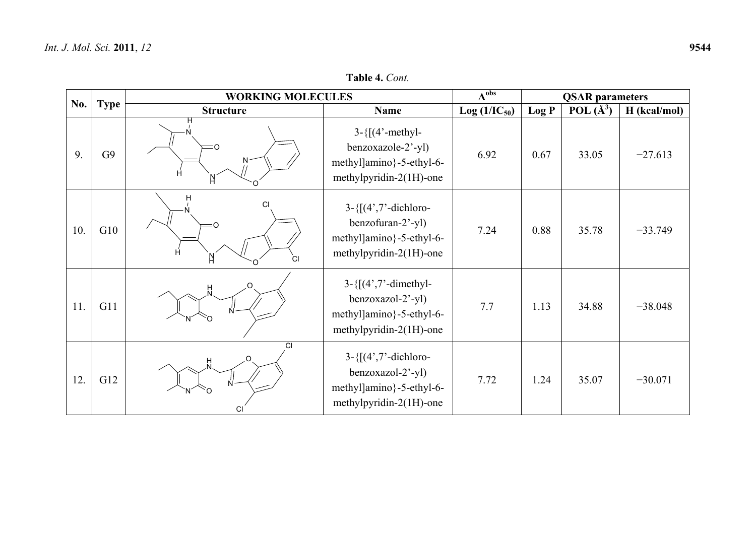**Table 4.** *Cont.*

| No. | Type | WORKING MOLECULES | | $A^{obs}$ | QSAR parameters | | |
|---|---|---|---|---|---|---|---|
| | | Structure | Name | Log $(1/IC_{50})$ | Log P | POL (Å$^3$) | H (kcal/mol) |
| 9. | G9 | | 3-{[(4'-methyl-benzoxazole-2'-yl) methyl]amino}-5-ethyl-6-methylpyridin-2(1H)-one | 6.92 | 0.67 | 33.05 | −27.613 |
| 10. | G10 | | 3-{[(4',7'-dichloro-benzofuran-2'-yl) methyl]amino}-5-ethyl-6-methylpyridin-2(1H)-one | 7.24 | 0.88 | 35.78 | −33.749 |
| 11. | G11 | | 3-{[(4',7'-dimethyl-benzoxazol-2'-yl) methyl]amino}-5-ethyl-6-methylpyridin-2(1H)-one | 7.7 | 1.13 | 34.88 | −38.048 |
| 12. | G12 | | 3-{[(4',7'-dichloro-benzoxazol-2'-yl) methyl]amino}-5-ethyl-6-methylpyridin-2(1H)-one | 7.72 | 1.24 | 35.07 | −30.071 |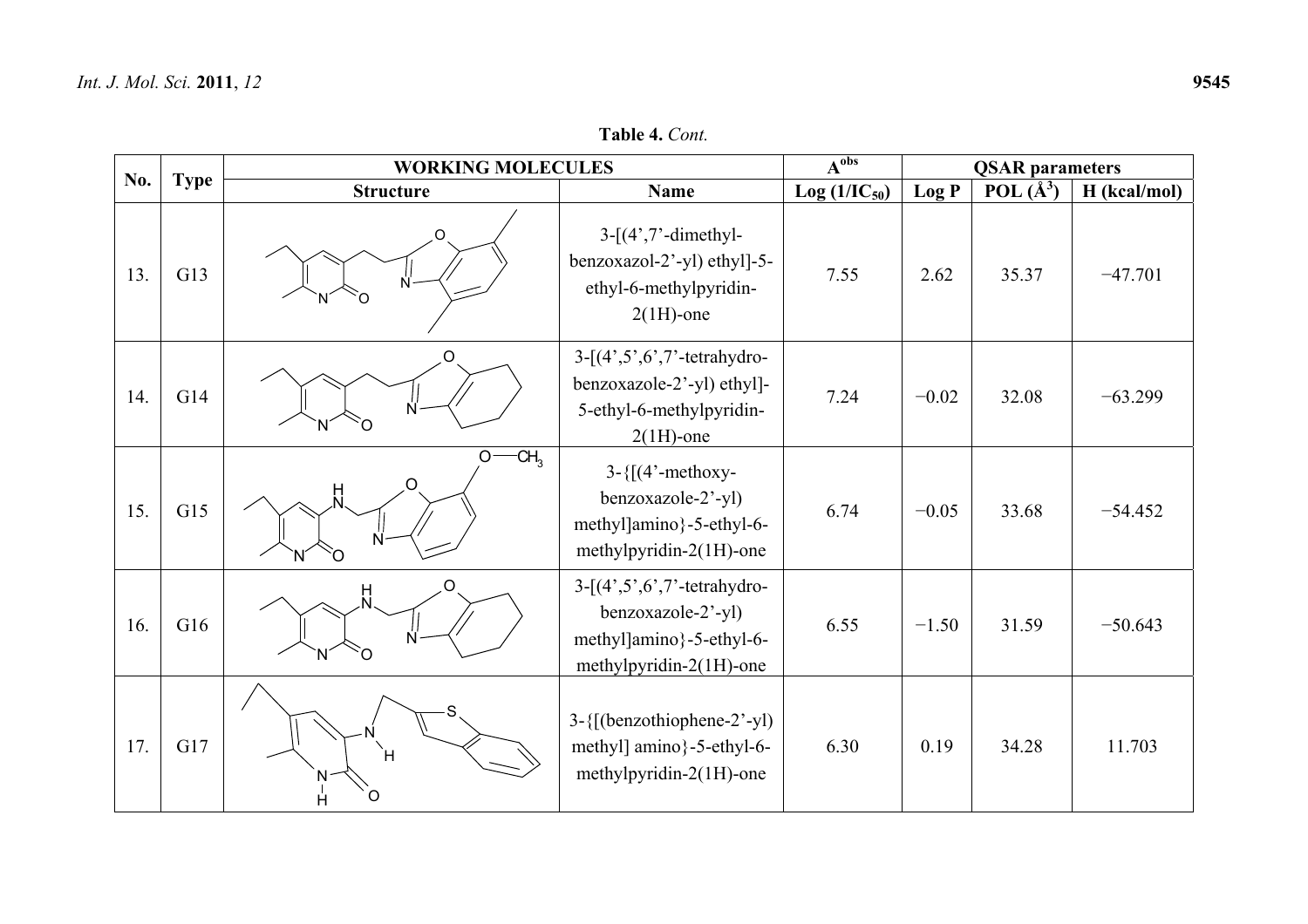**Table 4.** *Cont.*

| No. | Type | WORKING MOLECULES | | A^obs | QSAR parameters | | |
|---|---|---|---|---|---|---|---|
| | | Structure | Name | Log ($1/IC_{50}$) | Log P | POL ($Å^3$) | H (kcal/mol) |
| 13. | G13 | | 3-[(4',7'-dimethyl-benzoxazol-2'-yl) ethyl]-5-ethyl-6-methylpyridin-2(1H)-one | 7.55 | 2.62 | 35.37 | −47.701 |
| 14. | G14 | | 3-[(4',5',6',7'-tetrahydro-benzoxazole-2'-yl) ethyl]-5-ethyl-6-methylpyridin-2(1H)-one | 7.24 | −0.02 | 32.08 | −63.299 |
| 15. | G15 | | 3-{[(4'-methoxy-benzoxazole-2'-yl) methyl]amino}-5-ethyl-6-methylpyridin-2(1H)-one | 6.74 | −0.05 | 33.68 | −54.452 |
| 16. | G16 | | 3-[(4',5',6',7'-tetrahydro-benzoxazole-2'-yl) methyl]amino}-5-ethyl-6-methylpyridin-2(1H)-one | 6.55 | −1.50 | 31.59 | −50.643 |
| 17. | G17 | | 3-{[(benzothiophene-2'-yl) methyl] amino}-5-ethyl-6-methylpyridin-2(1H)-one | 6.30 | 0.19 | 34.28 | 11.703 |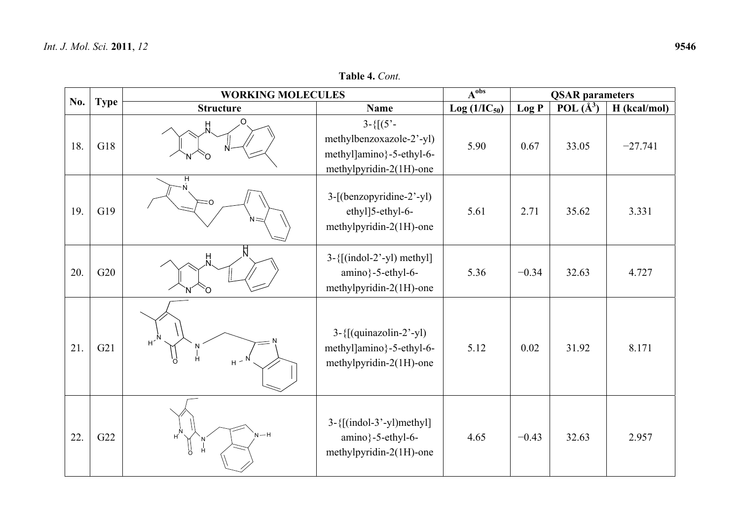**Table 4.** *Cont.*

| No. | Type | WORKING MOLECULES | | $A^{obs}$ | QSAR parameters | | |
|---|---|---|---|---|---|---|---|
| | | Structure | Name | Log ($1/IC_{50}$) | Log P | POL ($Å^3$) | H (kcal/mol) |
| 18. | G18 | | 3-{[(5'-methylbenzoxazole-2'-yl) methyl]amino}-5-ethyl-6-methylpyridin-2(1H)-one | 5.90 | 0.67 | 33.05 | −27.741 |
| 19. | G19 | | 3-[(benzopyridine-2'-yl) ethyl]5-ethyl-6-methylpyridin-2(1H)-one | 5.61 | 2.71 | 35.62 | 3.331 |
| 20. | G20 | | 3-{[(indol-2'-yl) methyl] amino}-5-ethyl-6-methylpyridin-2(1H)-one | 5.36 | −0.34 | 32.63 | 4.727 |
| 21. | G21 | | 3-{[(quinazolin-2'-yl) methyl]amino}-5-ethyl-6-methylpyridin-2(1H)-one | 5.12 | 0.02 | 31.92 | 8.171 |
| 22. | G22 | | 3-{[(indol-3'-yl)methyl] amino}-5-ethyl-6-methylpyridin-2(1H)-one | 4.65 | −0.43 | 32.63 | 2.957 |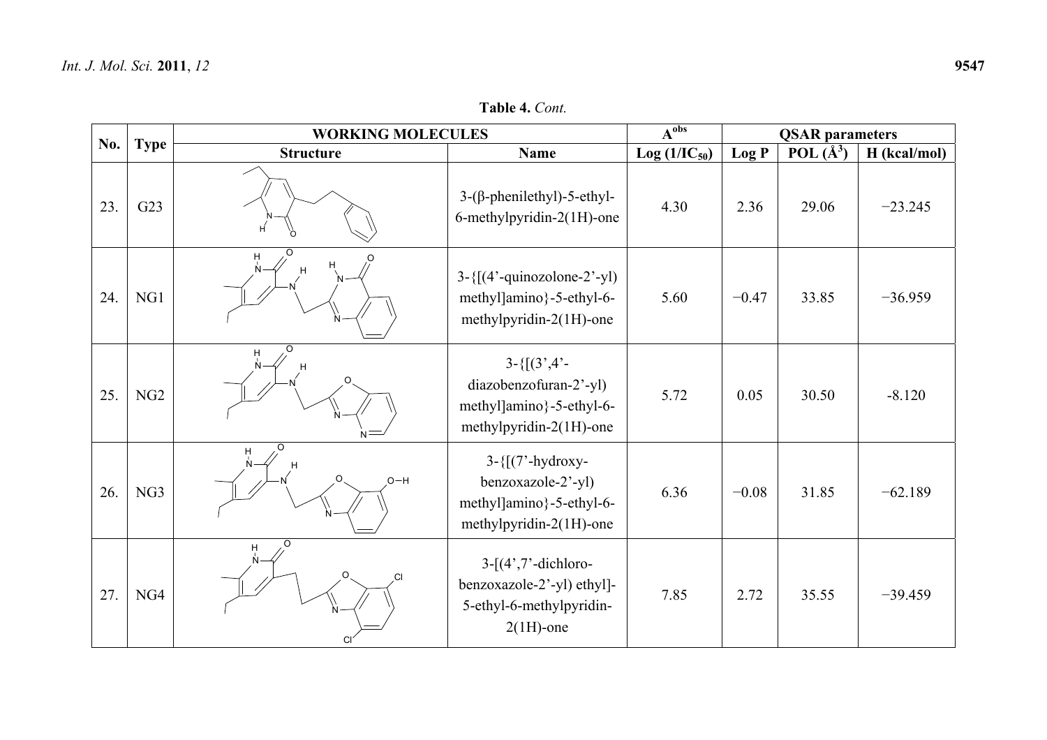**Table 4.** *Cont.*

| No. | Type | WORKING MOLECULES | | $A^{obs}$ | QSAR parameters | | |
|---|---|---|---|---|---|---|---|
| | | Structure | Name | Log ($1/IC_{50}$) | Log P | POL (Å$^3$) | H (kcal/mol) |
| 23. | G23 | | 3-(β-phenilethyl)-5-ethyl-6-methylpyridin-2(1H)-one | 4.30 | 2.36 | 29.06 | −23.245 |
| 24. | NG1 | | 3-{[(4'-quinozolone-2'-yl) methyl]amino}-5-ethyl-6-methylpyridin-2(1H)-one | 5.60 | −0.47 | 33.85 | −36.959 |
| 25. | NG2 | | 3-{[(3',4'-diazobenzofuran-2'-yl) methyl]amino}-5-ethyl-6-methylpyridin-2(1H)-one | 5.72 | 0.05 | 30.50 | -8.120 |
| 26. | NG3 | | 3-{[(7'-hydroxy-benzoxazole-2'-yl) methyl]amino}-5-ethyl-6-methylpyridin-2(1H)-one | 6.36 | −0.08 | 31.85 | −62.189 |
| 27. | NG4 | | 3-[(4',7'-dichloro-benzoxazole-2'-yl) ethyl]-5-ethyl-6-methylpyridin-2(1H)-one | 7.85 | 2.72 | 35.55 | −39.459 |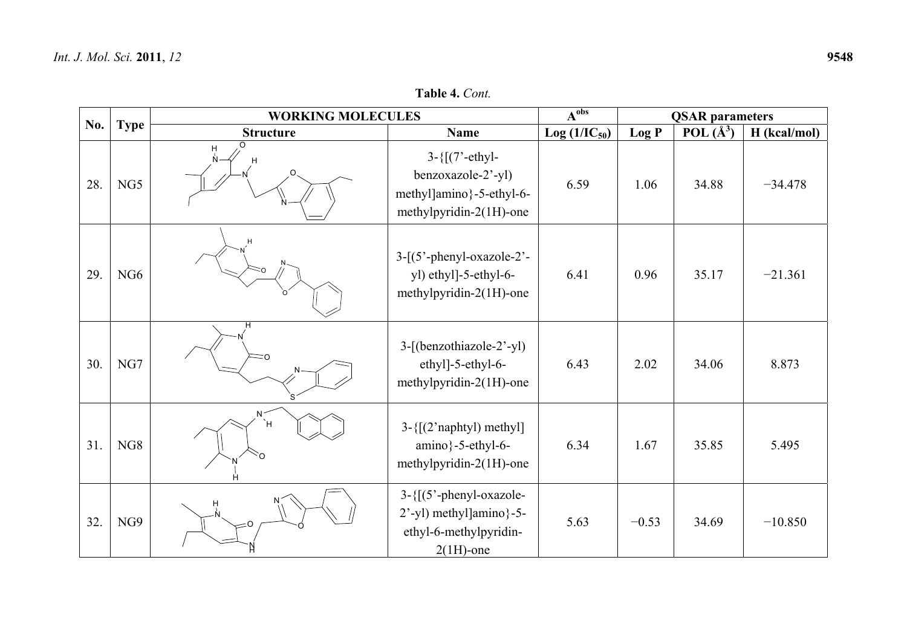**Table 4.** *Cont.*

| No. | Type | WORKING MOLECULES | | $A^{obs}$ | QSAR parameters | | |
|---|---|---|---|---|---|---|---|
| | | Structure | Name | Log $(1/IC_{50})$ | Log P | POL ($Å^3$) | H (kcal/mol) |
| 28. | NG5 | | 3-{[(7'-ethyl-benzoxazole-2'-yl) methyl]amino}-5-ethyl-6-methylpyridin-2(1H)-one | 6.59 | 1.06 | 34.88 | −34.478 |
| 29. | NG6 | | 3-[(5'-phenyl-oxazole-2'-yl) ethyl]-5-ethyl-6-methylpyridin-2(1H)-one | 6.41 | 0.96 | 35.17 | −21.361 |
| 30. | NG7 | | 3-[(benzothiazole-2'-yl) ethyl]-5-ethyl-6-methylpyridin-2(1H)-one | 6.43 | 2.02 | 34.06 | 8.873 |
| 31. | NG8 | | 3-{[(2'naphtyl) methyl] amino}-5-ethyl-6-methylpyridin-2(1H)-one | 6.34 | 1.67 | 35.85 | 5.495 |
| 32. | NG9 | | 3-{[(5'-phenyl-oxazole-2'-yl) methyl]amino}-5-ethyl-6-methylpyridin-2(1H)-one | 5.63 | −0.53 | 34.69 | −10.850 |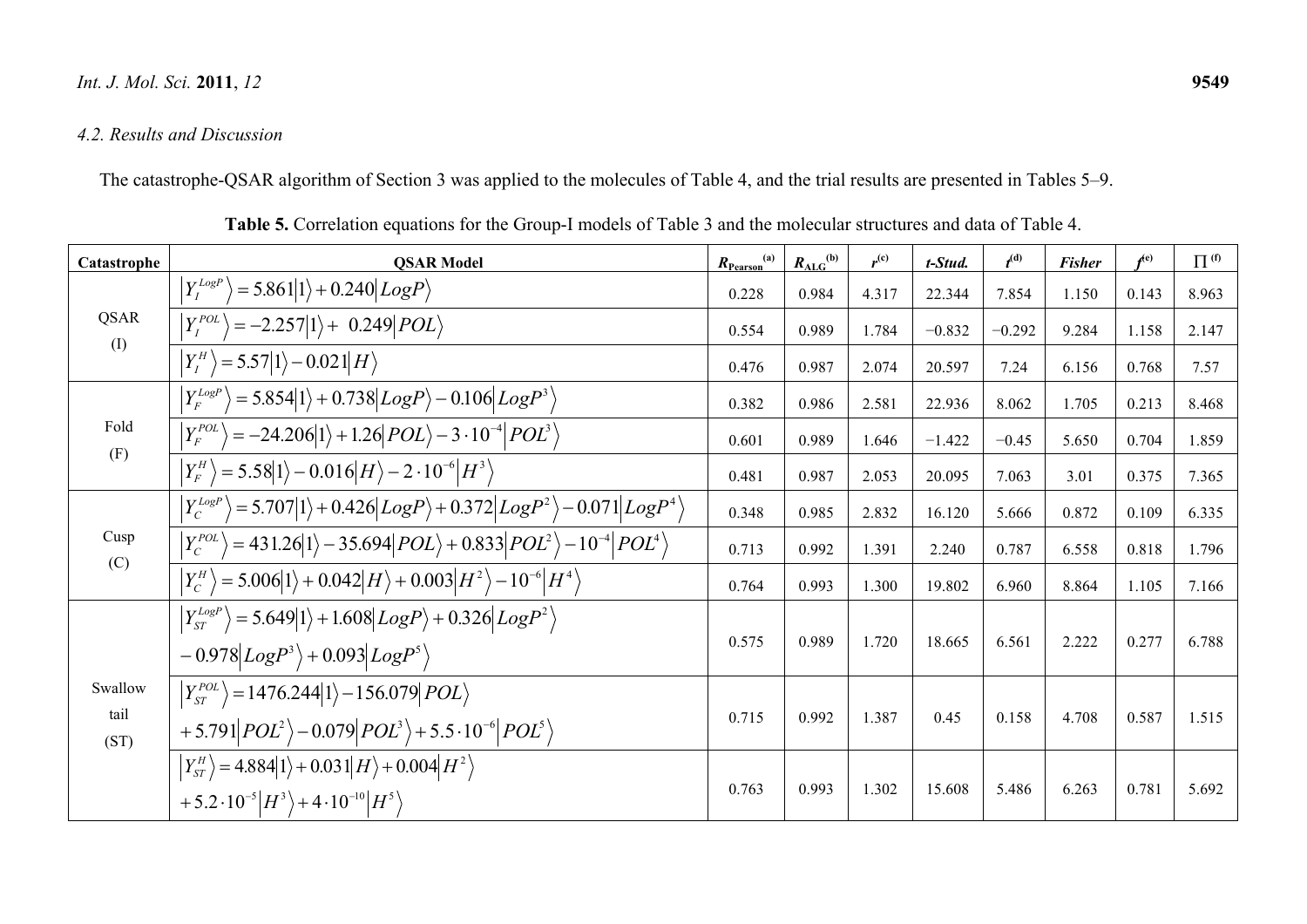### 4.2. Results and Discussion

The catastrophe-QSAR algorithm of Section 3 was applied to the molecules of Table 4, and the trial results are presented in Tables 5–9.

**Table 5.** Correlation equations for the Group-I models of Table 3 and the molecular structures and data of Table 4.

| Catastrophe | QSAR Model | $R_{\text{Pearson}}$ [(a)] | $R_{\text{ALG}}$ [(b)] | $r$ [(c)] | *t-Stud.* | $t$ [(d)] | *Fisher* | $f$ [(e)] | $\Pi$ [(f)] |
|---|---|---|---|---|---|---|---|---|---|
| QSAR (I) | $\left\|Y_I^{LogP}\right\rangle = 5.861\left\|1\right\rangle + 0.240\left\|LogP\right\rangle$ | 0.228 | 0.984 | 4.317 | 22.344 | 7.854 | 1.150 | 0.143 | 8.963 |
| | $\left\|Y_I^{POL}\right\rangle = -2.257\left\|1\right\rangle + 0.249\left\|POL\right\rangle$ | 0.554 | 0.989 | 1.784 | −0.832 | −0.292 | 9.284 | 1.158 | 2.147 |
| | $\left\|Y_I^{H}\right\rangle = 5.57\left\|1\right\rangle - 0.021\left\|H\right\rangle$ | 0.476 | 0.987 | 2.074 | 20.597 | 7.24 | 6.156 | 0.768 | 7.57 |
| Fold (F) | $\left\|Y_F^{LogP}\right\rangle = 5.854\left\|1\right\rangle + 0.738\left\|LogP\right\rangle - 0.106\left\|LogP^3\right\rangle$ | 0.382 | 0.986 | 2.581 | 22.936 | 8.062 | 1.705 | 0.213 | 8.468 |
| | $\left\|Y_F^{POL}\right\rangle = -24.206\left\|1\right\rangle + 1.26\left\|POL\right\rangle - 3\cdot 10^{-4}\left\|POL^3\right\rangle$ | 0.601 | 0.989 | 1.646 | −1.422 | −0.45 | 5.650 | 0.704 | 1.859 |
| | $\left\|Y_F^{H}\right\rangle = 5.58\left\|1\right\rangle - 0.016\left\|H\right\rangle - 2\cdot 10^{-6}\left\|H^3\right\rangle$ | 0.481 | 0.987 | 2.053 | 20.095 | 7.063 | 3.01 | 0.375 | 7.365 |
| Cusp (C) | $\left\|Y_C^{LogP}\right\rangle = 5.707\left\|1\right\rangle + 0.426\left\|LogP\right\rangle + 0.372\left\|LogP^2\right\rangle - 0.071\left\|LogP^4\right\rangle$ | 0.348 | 0.985 | 2.832 | 16.120 | 5.666 | 0.872 | 0.109 | 6.335 |
| | $\left\|Y_C^{POL}\right\rangle = 431.26\left\|1\right\rangle - 35.694\left\|POL\right\rangle + 0.833\left\|POL^2\right\rangle - 10^{-4}\left\|POL^4\right\rangle$ | 0.713 | 0.992 | 1.391 | 2.240 | 0.787 | 6.558 | 0.818 | 1.796 |
| | $\left\|Y_C^{H}\right\rangle = 5.006\left\|1\right\rangle + 0.042\left\|H\right\rangle + 0.003\left\|H^2\right\rangle - 10^{-6}\left\|H^4\right\rangle$ | 0.764 | 0.993 | 1.300 | 19.802 | 6.960 | 8.864 | 1.105 | 7.166 |
| Swallow tail (ST) | $\left\|Y_{ST}^{LogP}\right\rangle = 5.649\left\|1\right\rangle + 1.608\left\|LogP\right\rangle + 0.326\left\|LogP^2\right\rangle - 0.978\left\|LogP^3\right\rangle + 0.093\left\|LogP^5\right\rangle$ | 0.575 | 0.989 | 1.720 | 18.665 | 6.561 | 2.222 | 0.277 | 6.788 |
| | $\left\|Y_{ST}^{POL}\right\rangle = 1476.244\left\|1\right\rangle - 156.079\left\|POL\right\rangle + 5.791\left\|POL^2\right\rangle - 0.079\left\|POL^3\right\rangle + 5.5\cdot 10^{-6}\left\|POL^5\right\rangle$ | 0.715 | 0.992 | 1.387 | 0.45 | 0.158 | 4.708 | 0.587 | 1.515 |
| | $\left\|Y_{ST}^{H}\right\rangle = 4.884\left\|1\right\rangle + 0.031\left\|H\right\rangle + 0.004\left\|H^2\right\rangle + 5.2\cdot 10^{-5}\left\|H^3\right\rangle + 4\cdot 10^{-10}\left\|H^5\right\rangle$ | 0.763 | 0.993 | 1.302 | 15.608 | 5.486 | 6.263 | 0.781 | 5.692 |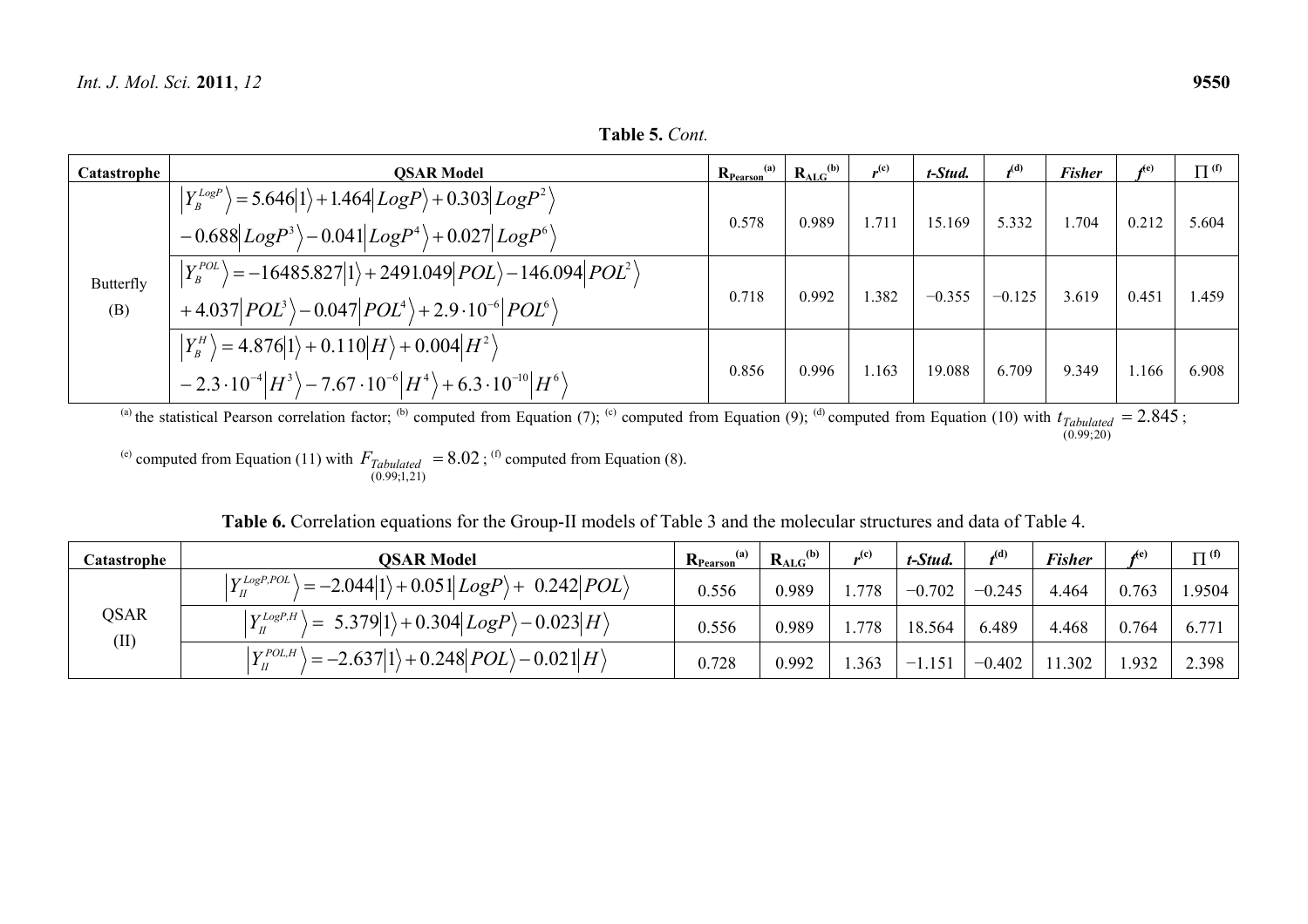**Table 5.** *Cont.*

| Catastrophe | QSAR Model | $R_{Pearson}$ [(a)] | $R_{ALG}$ [(b)] | $r$ [(c)] | *t-Stud.* | $t$ [(d)] | *Fisher* | $f$ [(e)] | $\Pi$ [(f)] |
|---|---|---|---|---|---|---|---|---|---|
| Butterfly (B) | $\left\|Y_B^{LogP}\right\rangle = 5.646\left\|1\right\rangle + 1.464\left\|LogP\right\rangle + 0.303\left\|LogP^2\right\rangle - 0.688\left\|LogP^3\right\rangle - 0.041\left\|LogP^4\right\rangle + 0.027\left\|LogP^6\right\rangle$ | 0.578 | 0.989 | 1.711 | 15.169 | 5.332 | 1.704 | 0.212 | 5.604 |
| | $\left\|Y_B^{POL}\right\rangle = -16485.827\left\|1\right\rangle + 2491.049\left\|POL\right\rangle - 146.094\left\|POL^2\right\rangle + 4.037\left\|POL^3\right\rangle - 0.047\left\|POL^4\right\rangle + 2.9\cdot10^{-6}\left\|POL^6\right\rangle$ | 0.718 | 0.992 | 1.382 | −0.355 | −0.125 | 3.619 | 0.451 | 1.459 |
| | $\left\|Y_B^{H}\right\rangle = 4.876\left\|1\right\rangle + 0.110\left\|H\right\rangle + 0.004\left\|H^2\right\rangle - 2.3\cdot10^{-4}\left\|H^3\right\rangle - 7.67\cdot10^{-6}\left\|H^4\right\rangle + 6.3\cdot10^{-10}\left\|H^6\right\rangle$ | 0.856 | 0.996 | 1.163 | 19.088 | 6.709 | 9.349 | 1.166 | 6.908 |

[(a)] the statistical Pearson correlation factor; [(b)] computed from Equation (7); [(c)] computed from Equation (9); [(d)] computed from Equation (10) with $t_{Tabulated\,(0.99;20)} = 2.845$; [(e)] computed from Equation (11) with $F_{Tabulated\,(0.99;1,21)} = 8.02$; [(f)] computed from Equation (8).

**Table 6.** Correlation equations for the Group-II models of Table 3 and the molecular structures and data of Table 4.

| Catastrophe | QSAR Model | $R_{Pearson}$ [(a)] | $R_{ALG}$ [(b)] | $r$ [(c)] | *t-Stud.* | $t$ [(d)] | *Fisher* | $f$ [(e)] | $\Pi$ [(f)] |
|---|---|---|---|---|---|---|---|---|---|
| QSAR (II) | $\left\|Y_{II}^{LogP,POL}\right\rangle = -2.044\left\|1\right\rangle + 0.051\left\|LogP\right\rangle + 0.242\left\|POL\right\rangle$ | 0.556 | 0.989 | 1.778 | −0.702 | −0.245 | 4.464 | 0.763 | 1.9504 |
| | $\left\|Y_{II}^{LogP,H}\right\rangle = 5.379\left\|1\right\rangle + 0.304\left\|LogP\right\rangle - 0.023\left\|H\right\rangle$ | 0.556 | 0.989 | 1.778 | 18.564 | 6.489 | 4.468 | 0.764 | 6.771 |
| | $\left\|Y_{II}^{POL,H}\right\rangle = -2.637\left\|1\right\rangle + 0.248\left\|POL\right\rangle - 0.021\left\|H\right\rangle$ | 0.728 | 0.992 | 1.363 | −1.151 | −0.402 | 11.302 | 1.932 | 2.398 |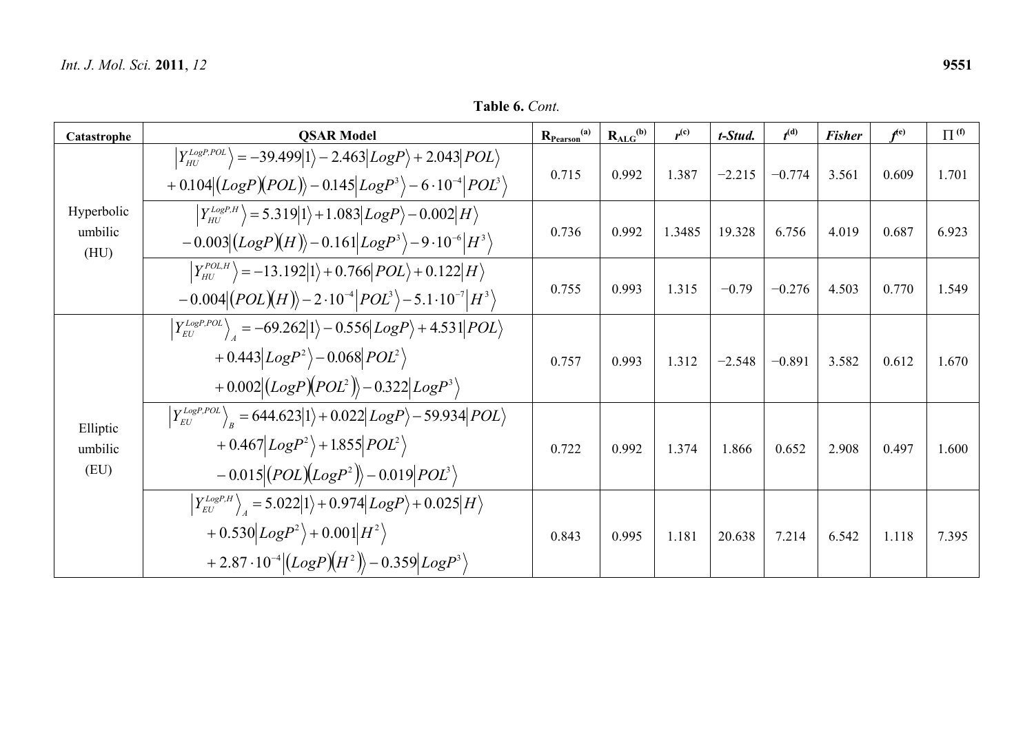**Table 6.** *Cont.*

| Catastrophe | QSAR Model | $R_{Pearson}$ [(a)] | $R_{ALG}$ [(b)] | $r$ [(c)] | *t-Stud.* | $t$ [(d)] | *Fisher* | $f$ [(e)] | $\Pi$ [(f)] |
|---|---|---|---|---|---|---|---|---|---|
| Hyperbolic umbilic (HU) | $\left\|Y_{HU}^{LogP,POL}\right\rangle = -39.499\left\|1\right\rangle - 2.463\left\|LogP\right\rangle + 2.043\left\|POL\right\rangle + 0.104\left\|(LogP)(POL)\right\rangle - 0.145\left\|LogP^3\right\rangle - 6\cdot10^{-4}\left\|POL^3\right\rangle$ | 0.715 | 0.992 | 1.387 | −2.215 | −0.774 | 3.561 | 0.609 | 1.701 |
| | $\left\|Y_{HU}^{LogP,H}\right\rangle = 5.319\left\|1\right\rangle + 1.083\left\|LogP\right\rangle - 0.002\left\|H\right\rangle - 0.003\left\|(LogP)(H)\right\rangle - 0.161\left\|LogP^3\right\rangle - 9\cdot10^{-6}\left\|H^3\right\rangle$ | 0.736 | 0.992 | 1.3485 | 19.328 | 6.756 | 4.019 | 0.687 | 6.923 |
| | $\left\|Y_{HU}^{POL,H}\right\rangle = -13.192\left\|1\right\rangle + 0.766\left\|POL\right\rangle + 0.122\left\|H\right\rangle - 0.004\left\|(POL)(H)\right\rangle - 2\cdot10^{-4}\left\|POL^3\right\rangle - 5.1\cdot10^{-7}\left\|H^3\right\rangle$ | 0.755 | 0.993 | 1.315 | −0.79 | −0.276 | 4.503 | 0.770 | 1.549 |
| Elliptic umbilic (EU) | $\left\|Y_{EU}^{LogP,POL}\right\rangle_A = -69.262\left\|1\right\rangle - 0.556\left\|LogP\right\rangle + 4.531\left\|POL\right\rangle + 0.443\left\|LogP^2\right\rangle - 0.068\left\|POL^2\right\rangle + 0.002\left\|(LogP)(POL^2)\right\rangle - 0.322\left\|LogP^3\right\rangle$ | 0.757 | 0.993 | 1.312 | −2.548 | −0.891 | 3.582 | 0.612 | 1.670 |
| | $\left\|Y_{EU}^{LogP,POL}\right\rangle_B = 644.623\left\|1\right\rangle + 0.022\left\|LogP\right\rangle - 59.934\left\|POL\right\rangle + 0.467\left\|LogP^2\right\rangle + 1.855\left\|POL^2\right\rangle - 0.015\left\|(POL)(LogP^2)\right\rangle - 0.019\left\|POL^3\right\rangle$ | 0.722 | 0.992 | 1.374 | 1.866 | 0.652 | 2.908 | 0.497 | 1.600 |
| | $\left\|Y_{EU}^{LogP,H}\right\rangle_A = 5.022\left\|1\right\rangle + 0.974\left\|LogP\right\rangle + 0.025\left\|H\right\rangle + 0.530\left\|LogP^2\right\rangle + 0.001\left\|H^2\right\rangle + 2.87\cdot10^{-4}\left\|(LogP)(H^2)\right\rangle - 0.359\left\|LogP^3\right\rangle$ | 0.843 | 0.995 | 1.181 | 20.638 | 7.214 | 6.542 | 1.118 | 7.395 |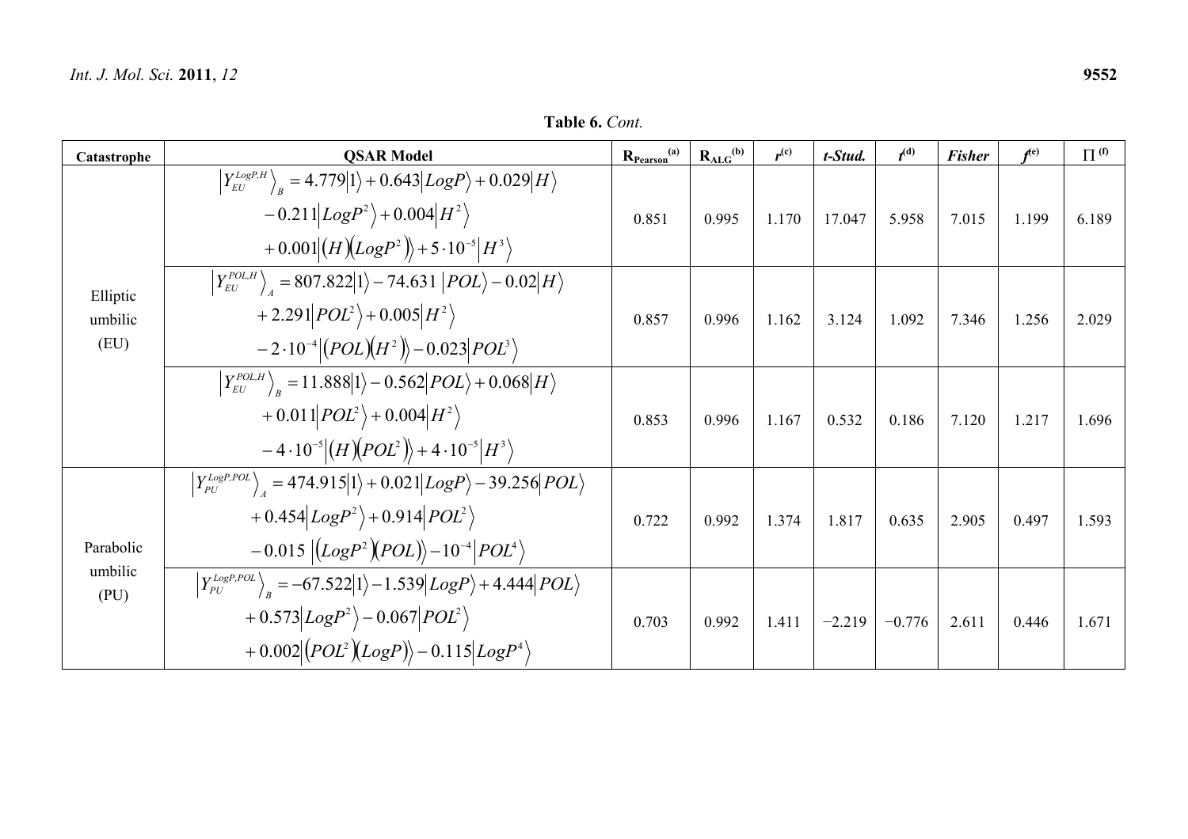**Table 6.** *Cont.*

| Catastrophe | QSAR Model | $R_{Pearson}$ [(a)] | $R_{ALG}$ [(b)] | $r$ [(c)] | *t-Stud.* | $t$ [(d)] | *Fisher* | $f$ [(e)] | $\Pi$ [(f)] |
|---|---|---|---|---|---|---|---|---|---|
| Elliptic umbilic (EU) | $\left\|Y_{EU}^{LogP,H}\right\rangle_B = 4.779\|1\rangle + 0.643\|LogP\rangle + 0.029\|H\rangle - 0.211\|LogP^2\rangle + 0.004\|H^2\rangle + 0.001\|(H)(LogP^2)\rangle + 5\cdot10^{-5}\|H^3\rangle$ | 0.851 | 0.995 | 1.170 | 17.047 | 5.958 | 7.015 | 1.199 | 6.189 |
| | $\left\|Y_{EU}^{POL,H}\right\rangle_A = 807.822\|1\rangle - 74.631\|POL\rangle - 0.02\|H\rangle + 2.291\|POL^2\rangle + 0.005\|H^2\rangle - 2\cdot10^{-4}\|(POL)(H^2)\rangle - 0.023\|POL^3\rangle$ | 0.857 | 0.996 | 1.162 | 3.124 | 1.092 | 7.346 | 1.256 | 2.029 |
| | $\left\|Y_{EU}^{POL,H}\right\rangle_B = 11.888\|1\rangle - 0.562\|POL\rangle + 0.068\|H\rangle + 0.011\|POL^2\rangle + 0.004\|H^2\rangle - 4\cdot10^{-5}\|(H)(POL^2)\rangle + 4\cdot10^{-5}\|H^3\rangle$ | 0.853 | 0.996 | 1.167 | 0.532 | 0.186 | 7.120 | 1.217 | 1.696 |
| Parabolic umbilic (PU) | $\left\|Y_{PU}^{LogP,POL}\right\rangle_A = 474.915\|1\rangle + 0.021\|LogP\rangle - 39.256\|POL\rangle + 0.454\|LogP^2\rangle + 0.914\|POL^2\rangle - 0.015\|(LogP^2)(POL)\rangle - 10^{-4}\|POL^4\rangle$ | 0.722 | 0.992 | 1.374 | 1.817 | 0.635 | 2.905 | 0.497 | 1.593 |
| | $\left\|Y_{PU}^{LogP,POL}\right\rangle_B = -67.522\|1\rangle - 1.539\|LogP\rangle + 4.444\|POL\rangle + 0.573\|LogP^2\rangle - 0.067\|POL^2\rangle + 0.002\|(POL^2)(LogP)\rangle - 0.115\|LogP^4\rangle$ | 0.703 | 0.992 | 1.411 | −2.219 | −0.776 | 2.611 | 0.446 | 1.671 |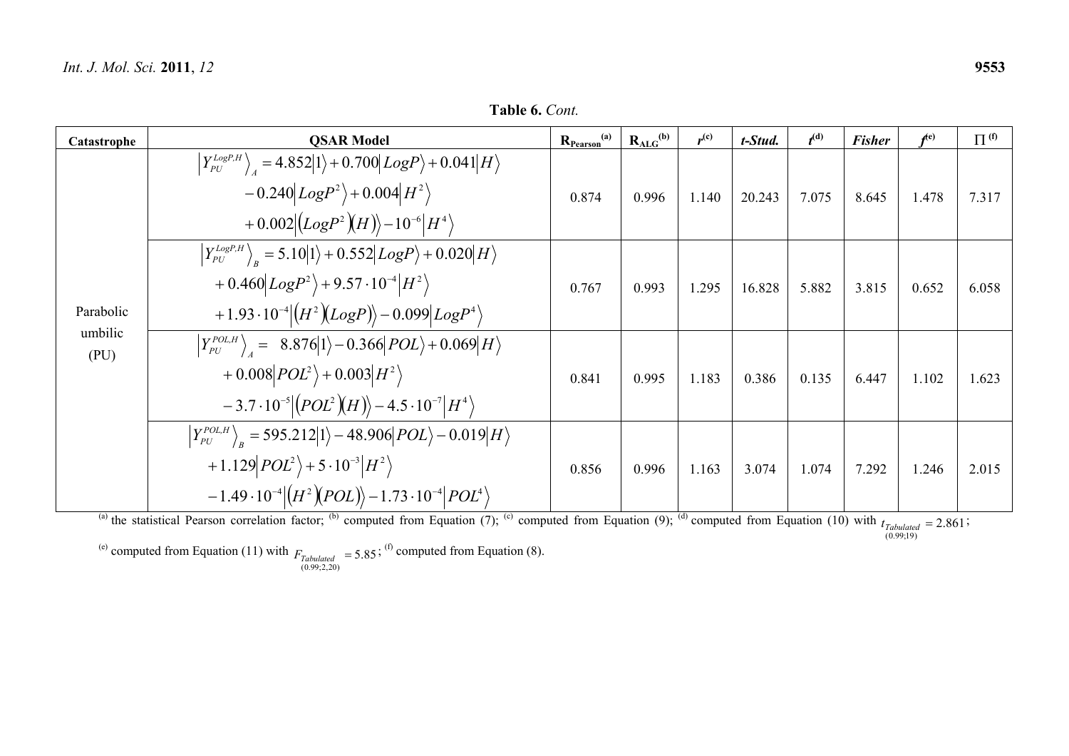**Table 6.** *Cont.*

| Catastrophe | QSAR Model | $R_{Pearson}$ [(a)] | $R_{ALG}$ [(b)] | $r$ [(c)] | *t-Stud.* | $t$ [(d)] | *Fisher* | $f$ [(e)] | $\Pi$ [(f)] |
|---|---|---|---|---|---|---|---|---|---|
| Parabolic umbilic (PU) | $\left\|Y_{PU}^{LogP,H}\right\rangle_A = 4.852\left\|1\right\rangle + 0.700\left\|LogP\right\rangle + 0.041\left\|H\right\rangle - 0.240\left\|LogP^2\right\rangle + 0.004\left\|H^2\right\rangle + 0.002\left\|\left(LogP^2\right)(H)\right\rangle - 10^{-6}\left\|H^4\right\rangle$ | 0.874 | 0.996 | 1.140 | 20.243 | 7.075 | 8.645 | 1.478 | 7.317 |
| | $\left\|Y_{PU}^{LogP,H}\right\rangle_B = 5.10\left\|1\right\rangle + 0.552\left\|LogP\right\rangle + 0.020\left\|H\right\rangle + 0.460\left\|LogP^2\right\rangle + 9.57\cdot 10^{-4}\left\|H^2\right\rangle + 1.93\cdot 10^{-4}\left\|\left(H^2\right)(LogP)\right\rangle - 0.099\left\|LogP^4\right\rangle$ | 0.767 | 0.993 | 1.295 | 16.828 | 5.882 | 3.815 | 0.652 | 6.058 |
| | $\left\|Y_{PU}^{POL,H}\right\rangle_A = 8.876\left\|1\right\rangle - 0.366\left\|POL\right\rangle + 0.069\left\|H\right\rangle + 0.008\left\|POL^2\right\rangle + 0.003\left\|H^2\right\rangle - 3.7\cdot 10^{-5}\left\|\left(POL^2\right)(H)\right\rangle - 4.5\cdot 10^{-7}\left\|H^4\right\rangle$ | 0.841 | 0.995 | 1.183 | 0.386 | 0.135 | 6.447 | 1.102 | 1.623 |
| | $\left\|Y_{PU}^{POL,H}\right\rangle_B = 595.212\left\|1\right\rangle - 48.906\left\|POL\right\rangle - 0.019\left\|H\right\rangle + 1.129\left\|POL^2\right\rangle + 5\cdot 10^{-3}\left\|H^2\right\rangle - 1.49\cdot 10^{-4}\left\|\left(H^2\right)(POL)\right\rangle - 1.73\cdot 10^{-4}\left\|POL^4\right\rangle$ | 0.856 | 0.996 | 1.163 | 3.074 | 1.074 | 7.292 | 1.246 | 2.015 |

[(a)] the statistical Pearson correlation factor; [(b)] computed from Equation (7); [(c)] computed from Equation (9); [(d)] computed from Equation (10) with $t_{\underset{(0.99;19)}{Tabulated}} = 2.861$; [(e)] computed from Equation (11) with $F_{\underset{(0.99;2,20)}{Tabulated}} = 5.85$; [(f)] computed from Equation (8).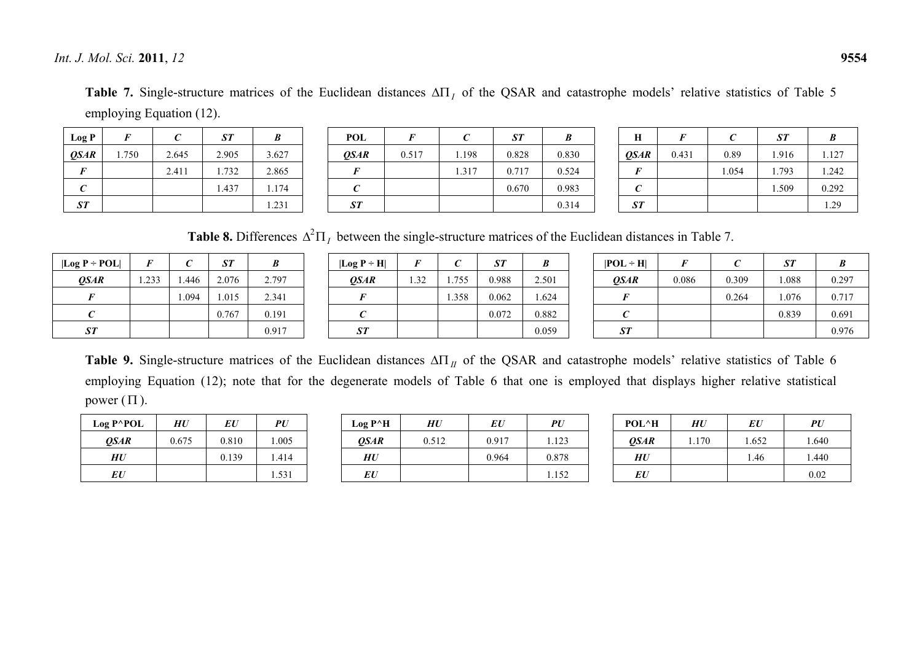**Table 7.** Single-structure matrices of the Euclidean distances $\Delta\Pi_I$ of the QSAR and catastrophe models' relative statistics of Table 5 employing Equation (12).

| Log P | *F* | *C* | *ST* | *B* |
|---|---|---|---|---|
| ***QSAR*** | 1.750 | 2.645 | 2.905 | 3.627 |
| ***F*** | | 2.411 | 1.732 | 2.865 |
| ***C*** | | | 1.437 | 1.174 |
| ***ST*** | | | | 1.231 |

| POL | *F* | *C* | *ST* | *B* |
|---|---|---|---|---|
| ***QSAR*** | 0.517 | 1.198 | 0.828 | 0.830 |
| ***F*** | | 1.317 | 0.717 | 0.524 |
| ***C*** | | | 0.670 | 0.983 |
| ***ST*** | | | | 0.314 |

| H | *F* | *C* | *ST* | *B* |
|---|---|---|---|---|
| ***QSAR*** | 0.431 | 0.89 | 1.916 | 1.127 |
| ***F*** | | 1.054 | 1.793 | 1.242 |
| ***C*** | | | 1.509 | 0.292 |
| ***ST*** | | | | 1.29 |

**Table 8.** Differences $\Delta^2\Pi_I$ between the single-structure matrices of the Euclidean distances in Table 7.

| \|Log P ÷ POL\| | *F* | *C* | *ST* | *B* |
|---|---|---|---|---|
| ***QSAR*** | 1.233 | 1.446 | 2.076 | 2.797 |
| ***F*** | | 1.094 | 1.015 | 2.341 |
| ***C*** | | | 0.767 | 0.191 |
| ***ST*** | | | | 0.917 |

| \|Log P ÷ H\| | *F* | *C* | *ST* | *B* |
|---|---|---|---|---|
| ***QSAR*** | 1.32 | 1.755 | 0.988 | 2.501 |
| ***F*** | | 1.358 | 0.062 | 1.624 |
| ***C*** | | | 0.072 | 0.882 |
| ***ST*** | | | | 0.059 |

| \|POL ÷ H\| | *F* | *C* | *ST* | *B* |
|---|---|---|---|---|
| ***QSAR*** | 0.086 | 0.309 | 1.088 | 0.297 |
| ***F*** | | 0.264 | 1.076 | 0.717 |
| ***C*** | | | 0.839 | 0.691 |
| ***ST*** | | | | 0.976 |

**Table 9.** Single-structure matrices of the Euclidean distances $\Delta\Pi_{II}$ of the QSAR and catastrophe models' relative statistics of Table 6 employing Equation (12); note that for the degenerate models of Table 6 that one is employed that displays higher relative statistical power ($\Pi$).

| Log P^POL | *HU* | *EU* | *PU* |
|---|---|---|---|
| ***QSAR*** | 0.675 | 0.810 | 1.005 |
| ***HU*** | | 0.139 | 1.414 |
| ***EU*** | | | 1.531 |

| Log P^H | *HU* | *EU* | *PU* |
|---|---|---|---|
| ***QSAR*** | 0.512 | 0.917 | 1.123 |
| ***HU*** | | 0.964 | 0.878 |
| ***EU*** | | | 1.152 |

| POL^H | *HU* | *EU* | *PU* |
|---|---|---|---|
| ***QSAR*** | 1.170 | 1.652 | 1.640 |
| ***HU*** | | 1.46 | 1.440 |
| ***EU*** | | | 0.02 |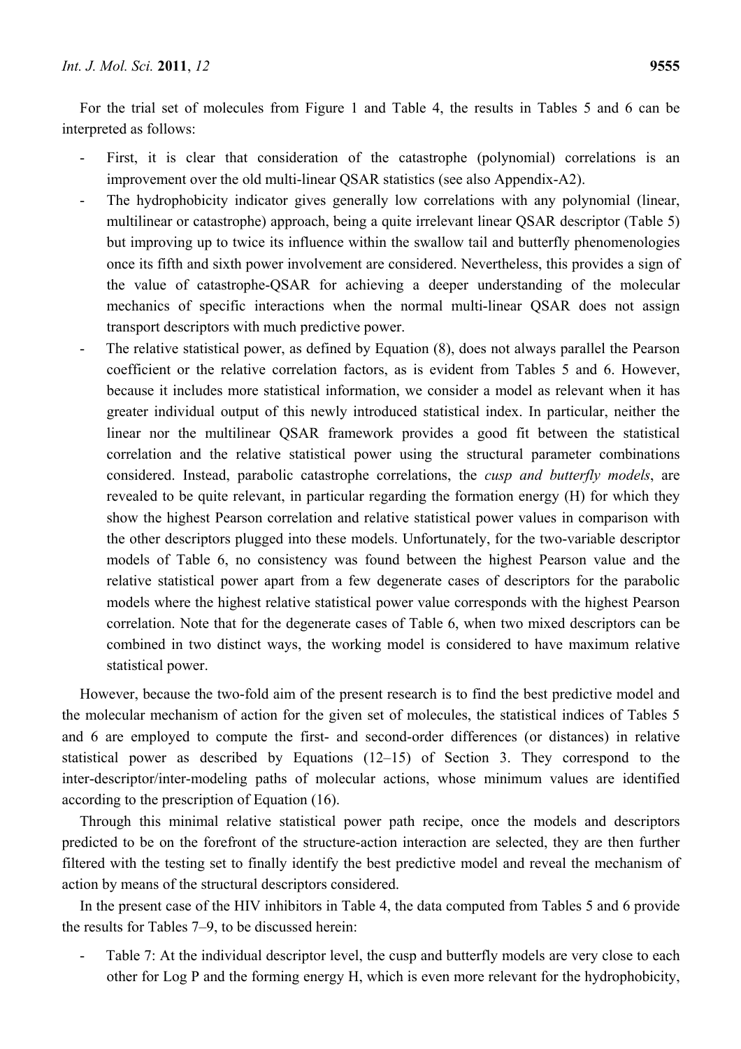For the trial set of molecules from Figure 1 and Table 4, the results in Tables 5 and 6 can be interpreted as follows:

- First, it is clear that consideration of the catastrophe (polynomial) correlations is an improvement over the old multi-linear QSAR statistics (see also Appendix-A2).
- The hydrophobicity indicator gives generally low correlations with any polynomial (linear, multilinear or catastrophe) approach, being a quite irrelevant linear QSAR descriptor (Table 5) but improving up to twice its influence within the swallow tail and butterfly phenomenologies once its fifth and sixth power involvement are considered. Nevertheless, this provides a sign of the value of catastrophe-QSAR for achieving a deeper understanding of the molecular mechanics of specific interactions when the normal multi-linear QSAR does not assign transport descriptors with much predictive power.
- The relative statistical power, as defined by Equation (8), does not always parallel the Pearson coefficient or the relative correlation factors, as is evident from Tables 5 and 6. However, because it includes more statistical information, we consider a model as relevant when it has greater individual output of this newly introduced statistical index. In particular, neither the linear nor the multilinear QSAR framework provides a good fit between the statistical correlation and the relative statistical power using the structural parameter combinations considered. Instead, parabolic catastrophe correlations, the *cusp and butterfly models*, are revealed to be quite relevant, in particular regarding the formation energy (H) for which they show the highest Pearson correlation and relative statistical power values in comparison with the other descriptors plugged into these models. Unfortunately, for the two-variable descriptor models of Table 6, no consistency was found between the highest Pearson value and the relative statistical power apart from a few degenerate cases of descriptors for the parabolic models where the highest relative statistical power value corresponds with the highest Pearson correlation. Note that for the degenerate cases of Table 6, when two mixed descriptors can be combined in two distinct ways, the working model is considered to have maximum relative statistical power.

However, because the two-fold aim of the present research is to find the best predictive model and the molecular mechanism of action for the given set of molecules, the statistical indices of Tables 5 and 6 are employed to compute the first- and second-order differences (or distances) in relative statistical power as described by Equations (12–15) of Section 3. They correspond to the inter-descriptor/inter-modeling paths of molecular actions, whose minimum values are identified according to the prescription of Equation (16).

Through this minimal relative statistical power path recipe, once the models and descriptors predicted to be on the forefront of the structure-action interaction are selected, they are then further filtered with the testing set to finally identify the best predictive model and reveal the mechanism of action by means of the structural descriptors considered.

In the present case of the HIV inhibitors in Table 4, the data computed from Tables 5 and 6 provide the results for Tables 7–9, to be discussed herein:

- Table 7: At the individual descriptor level, the cusp and butterfly models are very close to each other for Log P and the forming energy H, which is even more relevant for the hydrophobicity,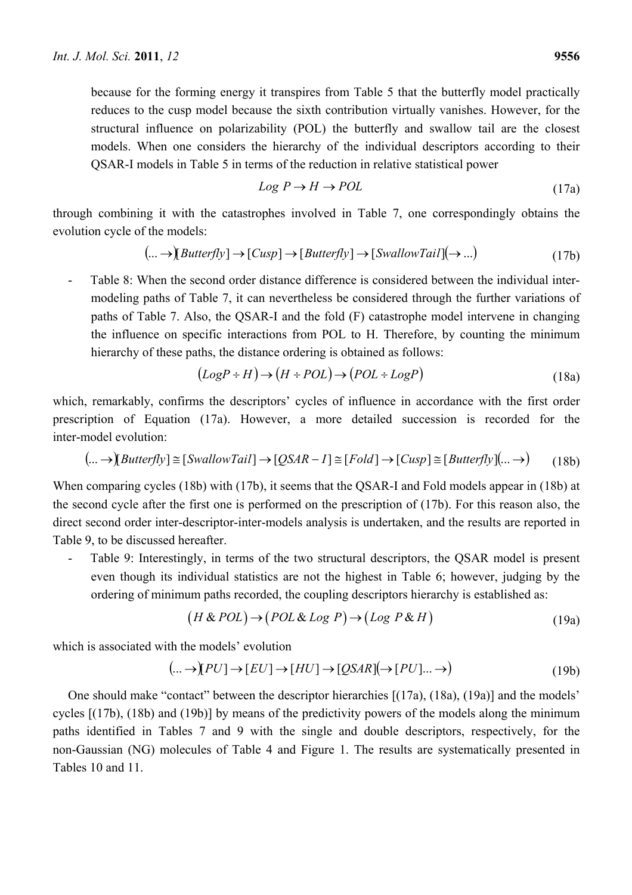because for the forming energy it transpires from Table 5 that the butterfly model practically reduces to the cusp model because the sixth contribution virtually vanishes. However, for the structural influence on polarizability (POL) the butterfly and swallow tail are the closest models. When one considers the hierarchy of the individual descriptors according to their QSAR-I models in Table 5 in terms of the reduction in relative statistical power

$$Log\ P \rightarrow H \rightarrow POL \tag{17a}$$

through combining it with the catastrophes involved in Table 7, one correspondingly obtains the evolution cycle of the models:

$$(\ldots \rightarrow)[Butterfly] \rightarrow [Cusp] \rightarrow [Butterfly] \rightarrow [SwallowTail](\rightarrow \ldots) \tag{17b}$$

- Table 8: When the second order distance difference is considered between the individual inter-modeling paths of Table 7, it can nevertheless be considered through the further variations of paths of Table 7. Also, the QSAR-I and the fold (F) catastrophe model intervene in changing the influence on specific interactions from POL to H. Therefore, by counting the minimum hierarchy of these paths, the distance ordering is obtained as follows:

$$(LogP \div H) \rightarrow (H \div POL) \rightarrow (POL \div LogP) \tag{18a}$$

which, remarkably, confirms the descriptors' cycles of influence in accordance with the first order prescription of Equation (17a). However, a more detailed succession is recorded for the inter-model evolution:

$$(\ldots \rightarrow)[Butterfly] \cong [SwallowTail] \rightarrow [QSAR-I] \cong [Fold] \rightarrow [Cusp] \cong [Butterfly](\ldots \rightarrow) \tag{18b}$$

When comparing cycles (18b) with (17b), it seems that the QSAR-I and Fold models appear in (18b) at the second cycle after the first one is performed on the prescription of (17b). For this reason also, the direct second order inter-descriptor-inter-models analysis is undertaken, and the results are reported in Table 9, to be discussed hereafter.

- Table 9: Interestingly, in terms of the two structural descriptors, the QSAR model is present even though its individual statistics are not the highest in Table 6; however, judging by the ordering of minimum paths recorded, the coupling descriptors hierarchy is established as:

$$(H \,\&\, POL) \rightarrow (POL \,\&\, Log\ P) \rightarrow (Log\ P \,\&\, H) \tag{19a}$$

which is associated with the models' evolution

$$(\ldots \rightarrow)[PU] \rightarrow [EU] \rightarrow [HU] \rightarrow [QSAR](\rightarrow [PU] \ldots \rightarrow) \tag{19b}$$

One should make "contact" between the descriptor hierarchies [(17a), (18a), (19a)] and the models' cycles [(17b), (18b) and (19b)] by means of the predictivity powers of the models along the minimum paths identified in Tables 7 and 9 with the single and double descriptors, respectively, for the non-Gaussian (NG) molecules of Table 4 and Figure 1. The results are systematically presented in Tables 10 and 11.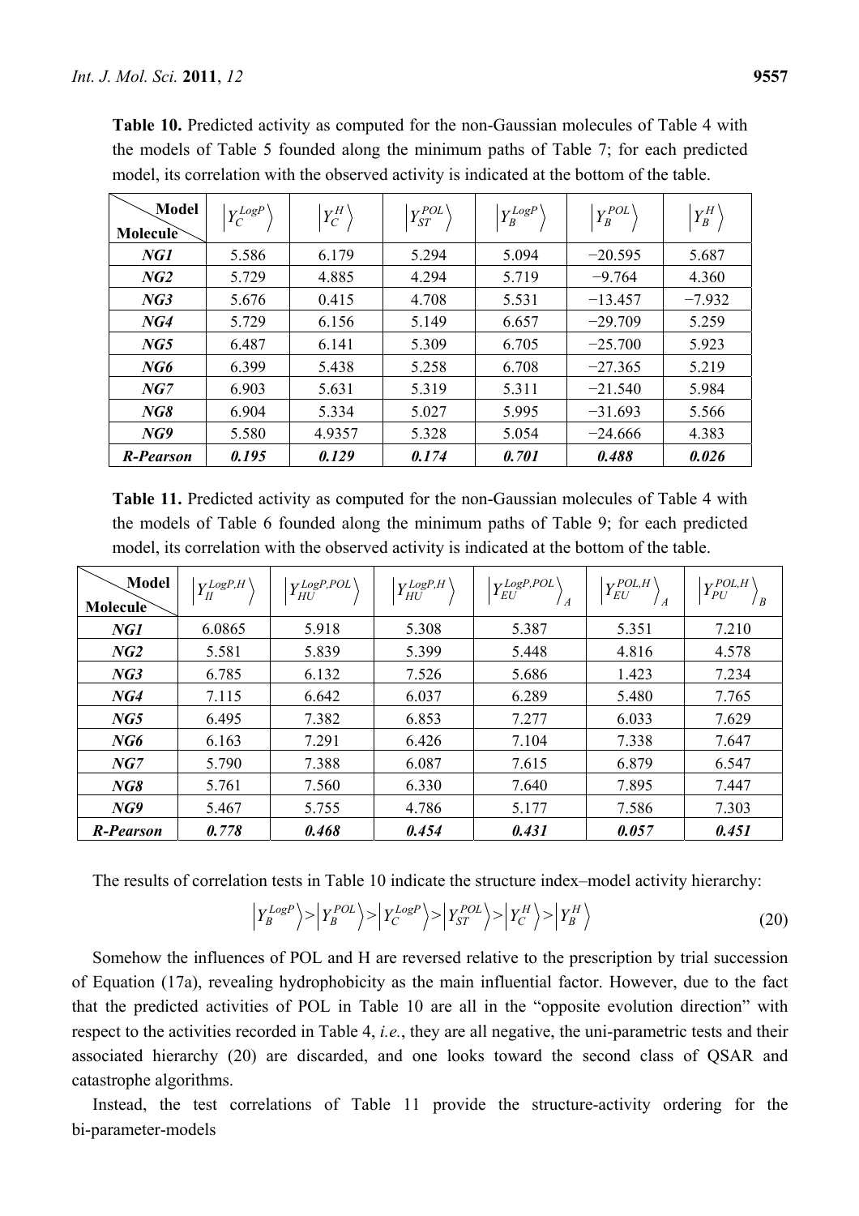**Table 10.** Predicted activity as computed for the non-Gaussian molecules of Table 4 with the models of Table 5 founded along the minimum paths of Table 7; for each predicted model, its correlation with the observed activity is indicated at the bottom of the table.

| Model / Molecule | $\left\|Y_C^{LogP}\right\rangle$ | $\left\|Y_C^{H}\right\rangle$ | $\left\|Y_{ST}^{POL}\right\rangle$ | $\left\|Y_B^{LogP}\right\rangle$ | $\left\|Y_B^{POL}\right\rangle$ | $\left\|Y_B^{H}\right\rangle$ |
|---|---|---|---|---|---|---|
| ***NG1*** | 5.586 | 6.179 | 5.294 | 5.094 | −20.595 | 5.687 |
| ***NG2*** | 5.729 | 4.885 | 4.294 | 5.719 | −9.764 | 4.360 |
| ***NG3*** | 5.676 | 0.415 | 4.708 | 5.531 | −13.457 | −7.932 |
| ***NG4*** | 5.729 | 6.156 | 5.149 | 6.657 | −29.709 | 5.259 |
| ***NG5*** | 6.487 | 6.141 | 5.309 | 6.705 | −25.700 | 5.923 |
| ***NG6*** | 6.399 | 5.438 | 5.258 | 6.708 | −27.365 | 5.219 |
| ***NG7*** | 6.903 | 5.631 | 5.319 | 5.311 | −21.540 | 5.984 |
| ***NG8*** | 6.904 | 5.334 | 5.027 | 5.995 | −31.693 | 5.566 |
| ***NG9*** | 5.580 | 4.9357 | 5.328 | 5.054 | −24.666 | 4.383 |
| ***R-Pearson*** | ***0.195*** | ***0.129*** | ***0.174*** | ***0.701*** | ***0.488*** | ***0.026*** |

**Table 11.** Predicted activity as computed for the non-Gaussian molecules of Table 4 with the models of Table 6 founded along the minimum paths of Table 9; for each predicted model, its correlation with the observed activity is indicated at the bottom of the table.

| Model / Molecule | $\left\|Y_{II}^{LogP,H}\right\rangle$ | $\left\|Y_{HU}^{LogP,POL}\right\rangle$ | $\left\|Y_{HU}^{LogP,H}\right\rangle$ | $\left\|Y_{EU}^{LogP,POL}\right\rangle_A$ | $\left\|Y_{EU}^{POL,H}\right\rangle_A$ | $\left\|Y_{PU}^{POL,H}\right\rangle_B$ |
|---|---|---|---|---|---|---|
| ***NG1*** | 6.0865 | 5.918 | 5.308 | 5.387 | 5.351 | 7.210 |
| ***NG2*** | 5.581 | 5.839 | 5.399 | 5.448 | 4.816 | 4.578 |
| ***NG3*** | 6.785 | 6.132 | 7.526 | 5.686 | 1.423 | 7.234 |
| ***NG4*** | 7.115 | 6.642 | 6.037 | 6.289 | 5.480 | 7.765 |
| ***NG5*** | 6.495 | 7.382 | 6.853 | 7.277 | 6.033 | 7.629 |
| ***NG6*** | 6.163 | 7.291 | 6.426 | 7.104 | 7.338 | 7.647 |
| ***NG7*** | 5.790 | 7.388 | 6.087 | 7.615 | 6.879 | 6.547 |
| ***NG8*** | 5.761 | 7.560 | 6.330 | 7.640 | 7.895 | 7.447 |
| ***NG9*** | 5.467 | 5.755 | 4.786 | 5.177 | 7.586 | 7.303 |
| ***R-Pearson*** | ***0.778*** | ***0.468*** | ***0.454*** | ***0.431*** | ***0.057*** | ***0.451*** |

The results of correlation tests in Table 10 indicate the structure index–model activity hierarchy:

$$\left|Y_B^{LogP}\right\rangle > \left|Y_B^{POL}\right\rangle > \left|Y_C^{LogP}\right\rangle > \left|Y_{ST}^{POL}\right\rangle > \left|Y_C^{H}\right\rangle > \left|Y_B^{H}\right\rangle \tag{20}$$

Somehow the influences of POL and H are reversed relative to the prescription by trial succession of Equation (17a), revealing hydrophobicity as the main influential factor. However, due to the fact that the predicted activities of POL in Table 10 are all in the "opposite evolution direction" with respect to the activities recorded in Table 4, *i.e.*, they are all negative, the uni-parametric tests and their associated hierarchy (20) are discarded, and one looks toward the second class of QSAR and catastrophe algorithms.

Instead, the test correlations of Table 11 provide the structure-activity ordering for the bi-parameter-models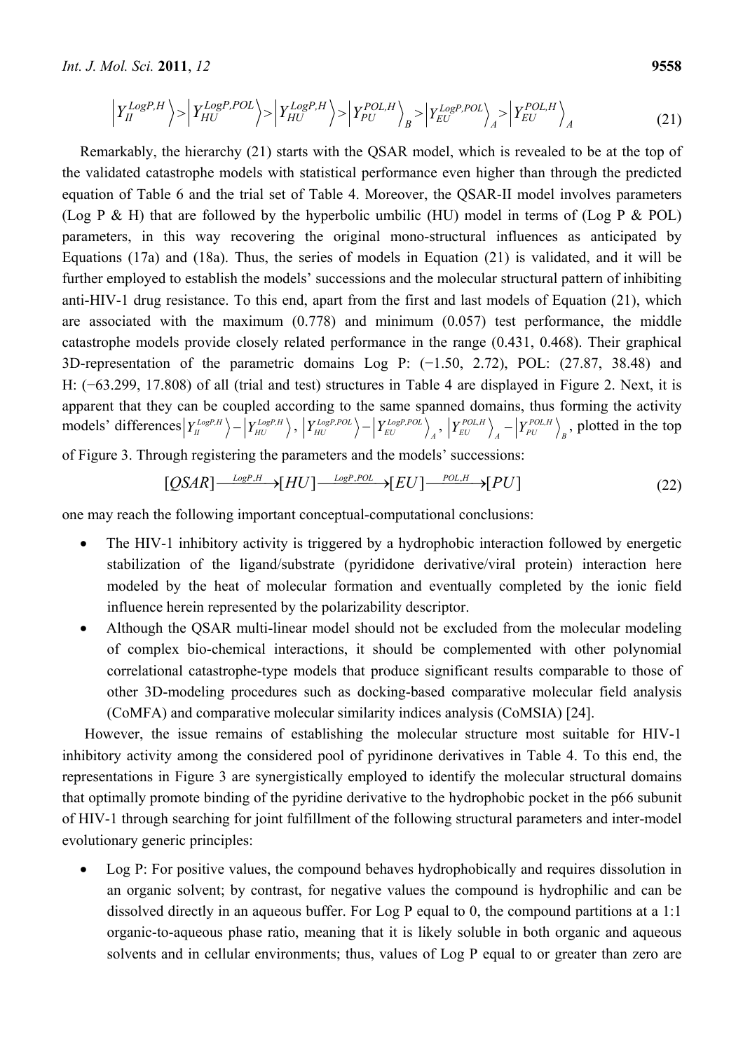$$\left|Y_{II}^{LogP,H}\right\rangle > \left|Y_{HU}^{LogP,POL}\right\rangle > \left|Y_{HU}^{LogP,H}\right\rangle > \left|Y_{PU}^{POL,H}\right\rangle_B > \left|Y_{EU}^{LogP,POL}\right\rangle_A > \left|Y_{EU}^{POL,H}\right\rangle_A \tag{21}$$

Remarkably, the hierarchy (21) starts with the QSAR model, which is revealed to be at the top of the validated catastrophe models with statistical performance even higher than through the predicted equation of Table 6 and the trial set of Table 4. Moreover, the QSAR-II model involves parameters (Log P & H) that are followed by the hyperbolic umbilic (HU) model in terms of (Log P & POL) parameters, in this way recovering the original mono-structural influences as anticipated by Equations (17a) and (18a). Thus, the series of models in Equation (21) is validated, and it will be further employed to establish the models' successions and the molecular structural pattern of inhibiting anti-HIV-1 drug resistance. To this end, apart from the first and last models of Equation (21), which are associated with the maximum (0.778) and minimum (0.057) test performance, the middle catastrophe models provide closely related performance in the range (0.431, 0.468). Their graphical 3D-representation of the parametric domains Log P: (−1.50, 2.72), POL: (27.87, 38.48) and H: (−63.299, 17.808) of all (trial and test) structures in Table 4 are displayed in Figure 2. Next, it is apparent that they can be coupled according to the same spanned domains, thus forming the activity models' differences $\left|Y_{II}^{LogP,H}\right\rangle - \left|Y_{HU}^{LogP,H}\right\rangle$, $\left|Y_{HU}^{LogP,POL}\right\rangle - \left|Y_{EU}^{LogP,POL}\right\rangle_A$, $\left|Y_{EU}^{POL,H}\right\rangle_A - \left|Y_{PU}^{POL,H}\right\rangle_B$, plotted in the top of Figure 3. Through registering the parameters and the models' successions:

$$[QSAR] \xrightarrow{LogP,H} [HU] \xrightarrow{LogP,POL} [EU] \xrightarrow{POL,H} [PU] \tag{22}$$

one may reach the following important conceptual-computational conclusions:

- The HIV-1 inhibitory activity is triggered by a hydrophobic interaction followed by energetic stabilization of the ligand/substrate (pyrididone derivative/viral protein) interaction here modeled by the heat of molecular formation and eventually completed by the ionic field influence herein represented by the polarizability descriptor.
- Although the QSAR multi-linear model should not be excluded from the molecular modeling of complex bio-chemical interactions, it should be complemented with other polynomial correlational catastrophe-type models that produce significant results comparable to those of other 3D-modeling procedures such as docking-based comparative molecular field analysis (CoMFA) and comparative molecular similarity indices analysis (CoMSIA) [24].

However, the issue remains of establishing the molecular structure most suitable for HIV-1 inhibitory activity among the considered pool of pyridinone derivatives in Table 4. To this end, the representations in Figure 3 are synergistically employed to identify the molecular structural domains that optimally promote binding of the pyridine derivative to the hydrophobic pocket in the p66 subunit of HIV-1 through searching for joint fulfillment of the following structural parameters and inter-model evolutionary generic principles:

- Log P: For positive values, the compound behaves hydrophobically and requires dissolution in an organic solvent; by contrast, for negative values the compound is hydrophilic and can be dissolved directly in an aqueous buffer. For Log P equal to 0, the compound partitions at a 1:1 organic-to-aqueous phase ratio, meaning that it is likely soluble in both organic and aqueous solvents and in cellular environments; thus, values of Log P equal to or greater than zero are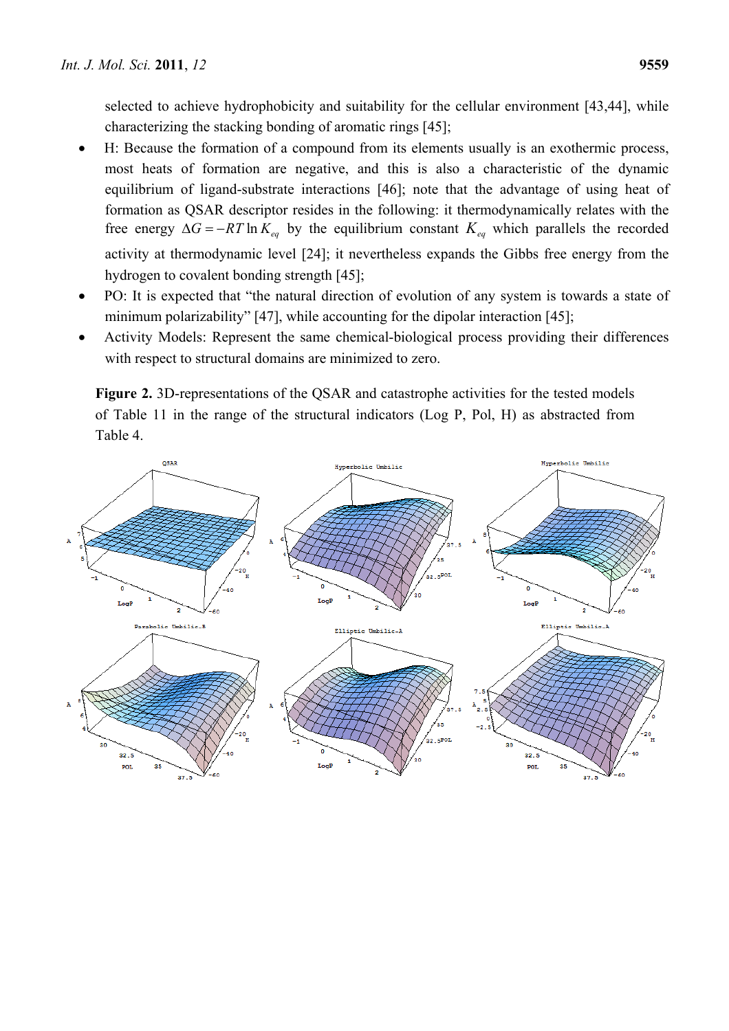selected to achieve hydrophobicity and suitability for the cellular environment [43,44], while characterizing the stacking bonding of aromatic rings [45];

- H: Because the formation of a compound from its elements usually is an exothermic process, most heats of formation are negative, and this is also a characteristic of the dynamic equilibrium of ligand-substrate interactions [46]; note that the advantage of using heat of formation as QSAR descriptor resides in the following: it thermodynamically relates with the free energy $\Delta G = -RT\ln K_{eq}$ by the equilibrium constant $K_{eq}$ which parallels the recorded activity at thermodynamic level [24]; it nevertheless expands the Gibbs free energy from the hydrogen to covalent bonding strength [45];
- PO: It is expected that "the natural direction of evolution of any system is towards a state of minimum polarizability" [47], while accounting for the dipolar interaction [45];
- Activity Models: Represent the same chemical-biological process providing their differences with respect to structural domains are minimized to zero.

**Figure 2.** 3D-representations of the QSAR and catastrophe activities for the tested models of Table 11 in the range of the structural indicators (Log P, Pol, H) as abstracted from Table 4.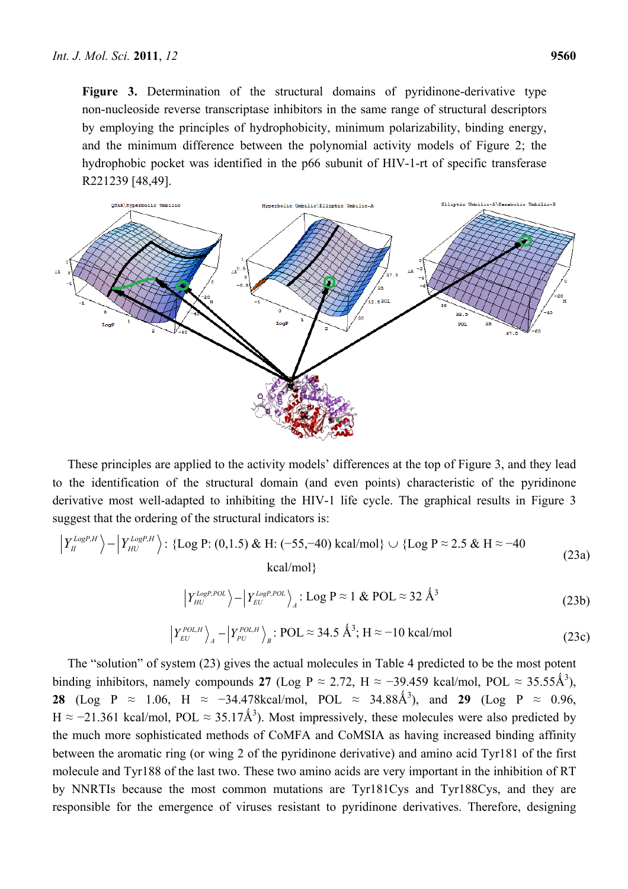**Figure 3.** Determination of the structural domains of pyridinone-derivative type non-nucleoside reverse transcriptase inhibitors in the same range of structural descriptors by employing the principles of hydrophobicity, minimum polarizability, binding energy, and the minimum difference between the polynomial activity models of Figure 2; the hydrophobic pocket was identified in the p66 subunit of HIV-1-rt of specific transferase R221239 [48,49].

These principles are applied to the activity models' differences at the top of Figure 3, and they lead to the identification of the structural domain (and even points) characteristic of the pyridinone derivative most well-adapted to inhibiting the HIV-1 life cycle. The graphical results in Figure 3 suggest that the ordering of the structural indicators is:

$$\left|Y_{II}^{LogP,H}\right\rangle - \left|Y_{HU}^{LogP,H}\right\rangle: \{\text{Log P: } (0,1.5) \ \& \ \text{H: } (-55,-40) \text{ kcal/mol}\} \cup \{\text{Log P} \approx 2.5 \ \& \ \text{H} \approx -40 \text{ kcal/mol}\} \tag{23a}$$

$$\left|Y_{HU}^{LogP,POL}\right\rangle - \left|Y_{EU}^{LogP,POL}\right\rangle_A: \text{Log P} \approx 1 \ \& \ \text{POL} \approx 32 \text{ Å}^3 \tag{23b}$$

$$\left|Y_{EU}^{POL,H}\right\rangle_A - \left|Y_{PU}^{POL,H}\right\rangle_B: \text{POL} \approx 34.5 \text{ Å}^3; \text{H} \approx -10 \text{ kcal/mol} \tag{23c}$$

The "solution" of system (23) gives the actual molecules in Table 4 predicted to be the most potent binding inhibitors, namely compounds **27** (Log P ≈ 2.72, H ≈ −39.459 kcal/mol, POL ≈ 35.55Å$^3$), **28** (Log P ≈ 1.06, H ≈ −34.478kcal/mol, POL ≈ 34.88Å$^3$), and **29** (Log P ≈ 0.96, H ≈ −21.361 kcal/mol, POL ≈ 35.17Å$^3$). Most impressively, these molecules were also predicted by the much more sophisticated methods of CoMFA and CoMSIA as having increased binding affinity between the aromatic ring (or wing 2 of the pyridinone derivative) and amino acid Tyr181 of the first molecule and Tyr188 of the last two. These two amino acids are very important in the inhibition of RT by NNRTIs because the most common mutations are Tyr181Cys and Tyr188Cys, and they are responsible for the emergence of viruses resistant to pyridinone derivatives. Therefore, designing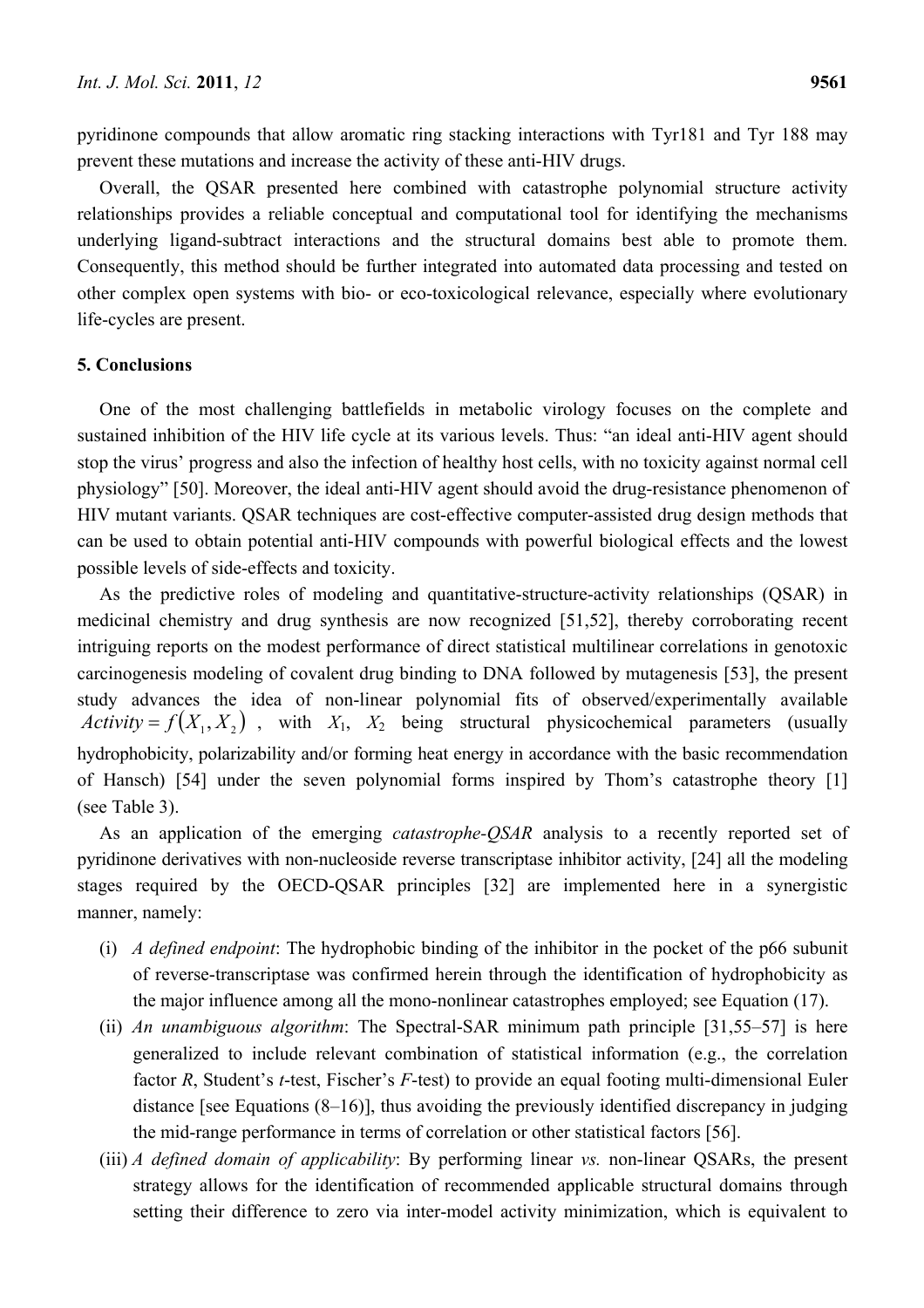pyridinone compounds that allow aromatic ring stacking interactions with Tyr181 and Tyr 188 may prevent these mutations and increase the activity of these anti-HIV drugs.

Overall, the QSAR presented here combined with catastrophe polynomial structure activity relationships provides a reliable conceptual and computational tool for identifying the mechanisms underlying ligand-subtract interactions and the structural domains best able to promote them. Consequently, this method should be further integrated into automated data processing and tested on other complex open systems with bio- or eco-toxicological relevance, especially where evolutionary life-cycles are present.

## 5. Conclusions

One of the most challenging battlefields in metabolic virology focuses on the complete and sustained inhibition of the HIV life cycle at its various levels. Thus: "an ideal anti-HIV agent should stop the virus' progress and also the infection of healthy host cells, with no toxicity against normal cell physiology" [50]. Moreover, the ideal anti-HIV agent should avoid the drug-resistance phenomenon of HIV mutant variants. QSAR techniques are cost-effective computer-assisted drug design methods that can be used to obtain potential anti-HIV compounds with powerful biological effects and the lowest possible levels of side-effects and toxicity.

As the predictive roles of modeling and quantitative-structure-activity relationships (QSAR) in medicinal chemistry and drug synthesis are now recognized [51,52], thereby corroborating recent intriguing reports on the modest performance of direct statistical multilinear correlations in genotoxic carcinogenesis modeling of covalent drug binding to DNA followed by mutagenesis [53], the present study advances the idea of non-linear polynomial fits of observed/experimentally available $Activity = f(X_1, X_2)$, with $X_1$, $X_2$ being structural physicochemical parameters (usually hydrophobicity, polarizability and/or forming heat energy in accordance with the basic recommendation of Hansch) [54] under the seven polynomial forms inspired by Thom's catastrophe theory [1] (see Table 3).

As an application of the emerging *catastrophe-QSAR* analysis to a recently reported set of pyridinone derivatives with non-nucleoside reverse transcriptase inhibitor activity, [24] all the modeling stages required by the OECD-QSAR principles [32] are implemented here in a synergistic manner, namely:

(i) *A defined endpoint*: The hydrophobic binding of the inhibitor in the pocket of the p66 subunit of reverse-transcriptase was confirmed herein through the identification of hydrophobicity as the major influence among all the mono-nonlinear catastrophes employed; see Equation (17).

(ii) *An unambiguous algorithm*: The Spectral-SAR minimum path principle [31,55–57] is here generalized to include relevant combination of statistical information (e.g., the correlation factor *R*, Student's *t*-test, Fischer's *F*-test) to provide an equal footing multi-dimensional Euler distance [see Equations (8–16)], thus avoiding the previously identified discrepancy in judging the mid-range performance in terms of correlation or other statistical factors [56].

(iii) *A defined domain of applicability*: By performing linear *vs.* non-linear QSARs, the present strategy allows for the identification of recommended applicable structural domains through setting their difference to zero via inter-model activity minimization, which is equivalent to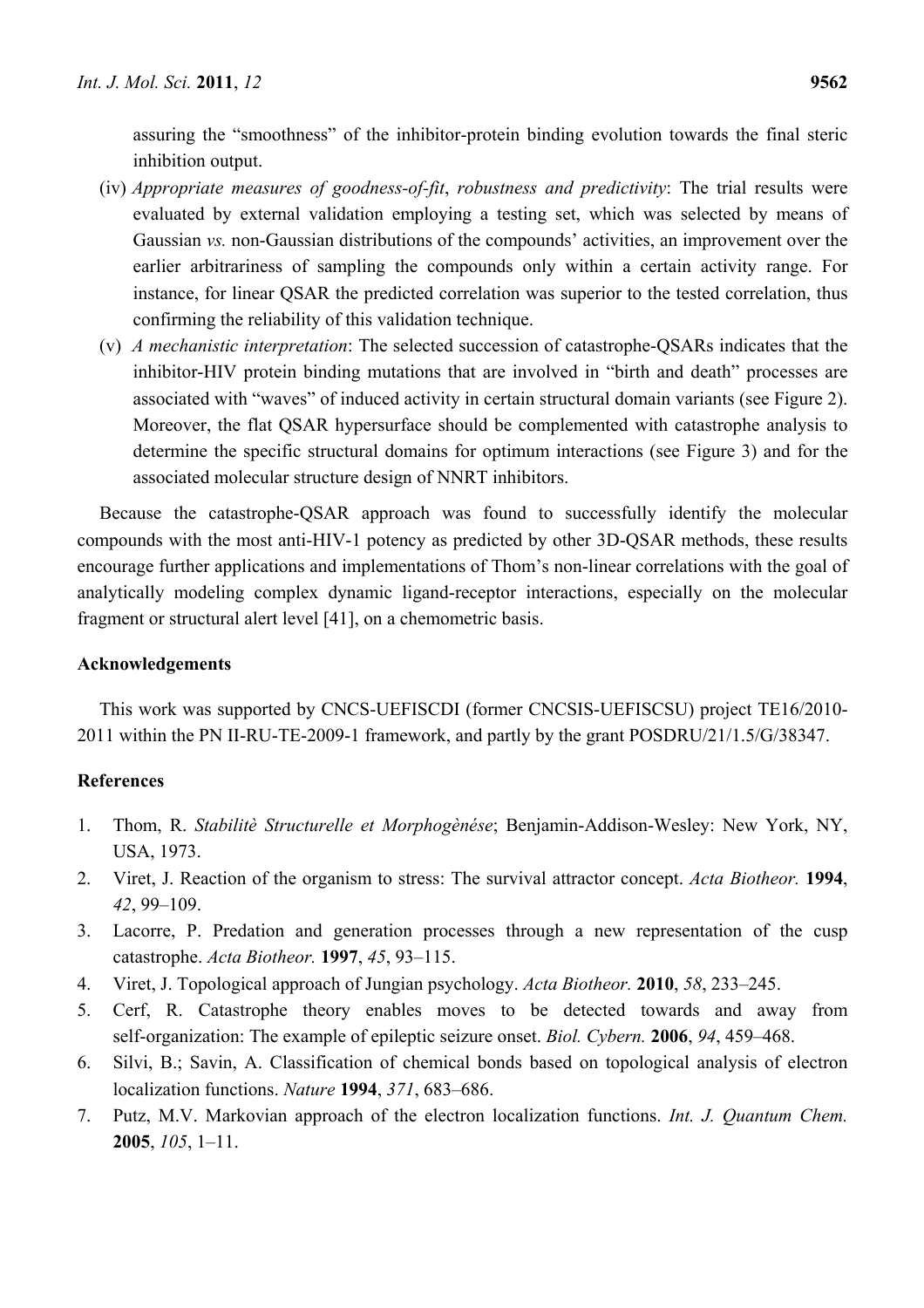assuring the "smoothness" of the inhibitor-protein binding evolution towards the final steric inhibition output.

(iv) *Appropriate measures of goodness-of-fit*, *robustness and predictivity*: The trial results were evaluated by external validation employing a testing set, which was selected by means of Gaussian *vs.* non-Gaussian distributions of the compounds' activities, an improvement over the earlier arbitrariness of sampling the compounds only within a certain activity range. For instance, for linear QSAR the predicted correlation was superior to the tested correlation, thus confirming the reliability of this validation technique.

(v) *A mechanistic interpretation*: The selected succession of catastrophe-QSARs indicates that the inhibitor-HIV protein binding mutations that are involved in "birth and death" processes are associated with "waves" of induced activity in certain structural domain variants (see Figure 2). Moreover, the flat QSAR hypersurface should be complemented with catastrophe analysis to determine the specific structural domains for optimum interactions (see Figure 3) and for the associated molecular structure design of NNRT inhibitors.

Because the catastrophe-QSAR approach was found to successfully identify the molecular compounds with the most anti-HIV-1 potency as predicted by other 3D-QSAR methods, these results encourage further applications and implementations of Thom's non-linear correlations with the goal of analytically modeling complex dynamic ligand-receptor interactions, especially on the molecular fragment or structural alert level [41], on a chemometric basis.

## Acknowledgements

This work was supported by CNCS-UEFISCDI (former CNCSIS-UEFISCSU) project TE16/2010-2011 within the PN II-RU-TE-2009-1 framework, and partly by the grant POSDRU/21/1.5/G/38347.

## References

1. Thom, R. *Stabilitè Structurelle et Morphogènése*; Benjamin-Addison-Wesley: New York, NY, USA, 1973.
2. Viret, J. Reaction of the organism to stress: The survival attractor concept. *Acta Biotheor.* **1994**, *42*, 99–109.
3. Lacorre, P. Predation and generation processes through a new representation of the cusp catastrophe. *Acta Biotheor.* **1997**, *45*, 93–115.
4. Viret, J. Topological approach of Jungian psychology. *Acta Biotheor.* **2010**, *58*, 233–245.
5. Cerf, R. Catastrophe theory enables moves to be detected towards and away from self-organization: The example of epileptic seizure onset. *Biol. Cybern.* **2006**, *94*, 459–468.
6. Silvi, B.; Savin, A. Classification of chemical bonds based on topological analysis of electron localization functions. *Nature* **1994**, *371*, 683–686.
7. Putz, M.V. Markovian approach of the electron localization functions. *Int. J. Quantum Chem.* **2005**, *105*, 1–11.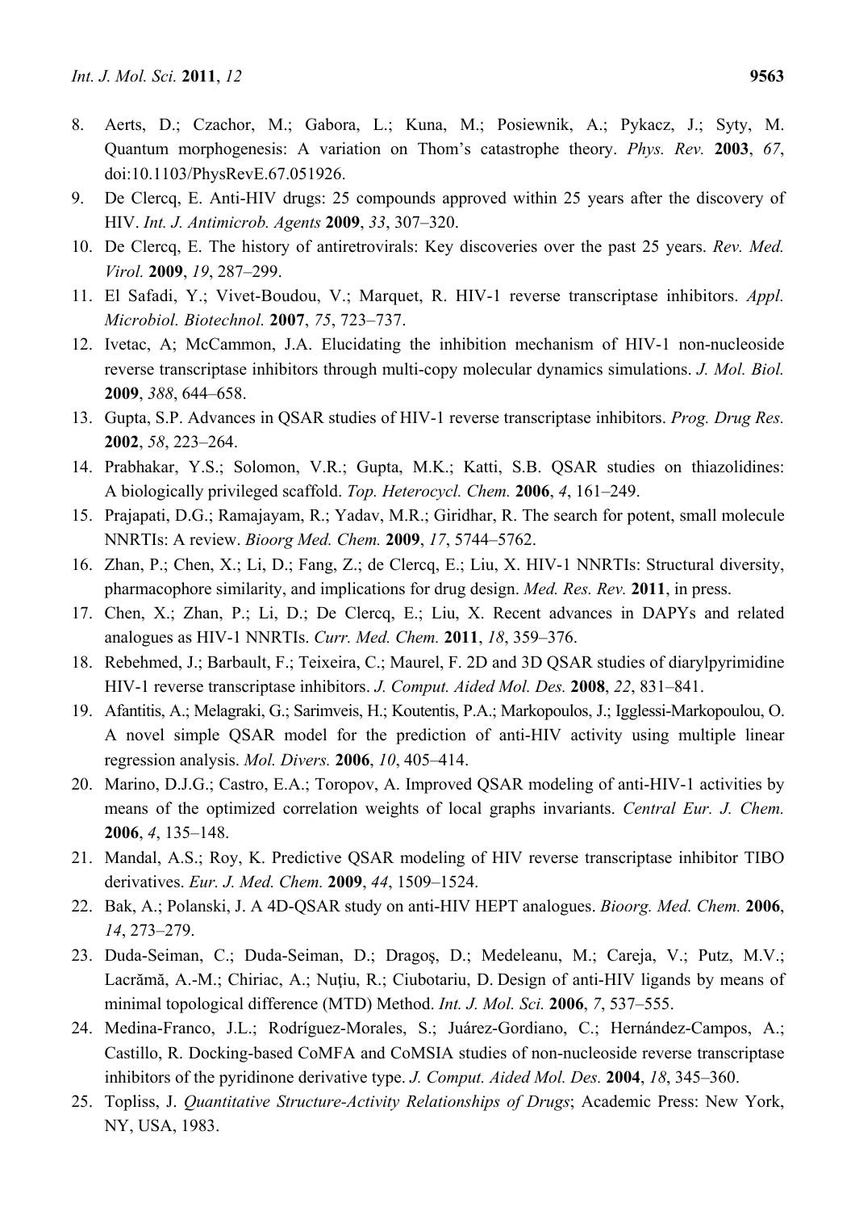8. Aerts, D.; Czachor, M.; Gabora, L.; Kuna, M.; Posiewnik, A.; Pykacz, J.; Syty, M. Quantum morphogenesis: A variation on Thom's catastrophe theory. *Phys. Rev.* **2003**, *67*, doi:10.1103/PhysRevE.67.051926.
9. De Clercq, E. Anti-HIV drugs: 25 compounds approved within 25 years after the discovery of HIV. *Int. J. Antimicrob. Agents* **2009**, *33*, 307–320.
10. De Clercq, E. The history of antiretrovirals: Key discoveries over the past 25 years. *Rev. Med. Virol.* **2009**, *19*, 287–299.
11. El Safadi, Y.; Vivet-Boudou, V.; Marquet, R. HIV-1 reverse transcriptase inhibitors. *Appl. Microbiol. Biotechnol.* **2007**, *75*, 723–737.
12. Ivetac, A; McCammon, J.A. Elucidating the inhibition mechanism of HIV-1 non-nucleoside reverse transcriptase inhibitors through multi-copy molecular dynamics simulations. *J. Mol. Biol.* **2009**, *388*, 644–658.
13. Gupta, S.P. Advances in QSAR studies of HIV-1 reverse transcriptase inhibitors. *Prog. Drug Res.* **2002**, *58*, 223–264.
14. Prabhakar, Y.S.; Solomon, V.R.; Gupta, M.K.; Katti, S.B. QSAR studies on thiazolidines: A biologically privileged scaffold. *Top. Heterocycl. Chem.* **2006**, *4*, 161–249.
15. Prajapati, D.G.; Ramajayam, R.; Yadav, M.R.; Giridhar, R. The search for potent, small molecule NNRTIs: A review. *Bioorg Med. Chem.* **2009**, *17*, 5744–5762.
16. Zhan, P.; Chen, X.; Li, D.; Fang, Z.; de Clercq, E.; Liu, X. HIV-1 NNRTIs: Structural diversity, pharmacophore similarity, and implications for drug design. *Med. Res. Rev.* **2011**, in press.
17. Chen, X.; Zhan, P.; Li, D.; De Clercq, E.; Liu, X. Recent advances in DAPYs and related analogues as HIV-1 NNRTIs. *Curr. Med. Chem.* **2011**, *18*, 359–376.
18. Rebehmed, J.; Barbault, F.; Teixeira, C.; Maurel, F. 2D and 3D QSAR studies of diarylpyrimidine HIV-1 reverse transcriptase inhibitors. *J. Comput. Aided Mol. Des.* **2008**, *22*, 831–841.
19. Afantitis, A.; Melagraki, G.; Sarimveis, H.; Koutentis, P.A.; Markopoulos, J.; Igglessi-Markopoulou, O. A novel simple QSAR model for the prediction of anti-HIV activity using multiple linear regression analysis. *Mol. Divers.* **2006**, *10*, 405–414.
20. Marino, D.J.G.; Castro, E.A.; Toropov, A. Improved QSAR modeling of anti-HIV-1 activities by means of the optimized correlation weights of local graphs invariants. *Central Eur. J. Chem.* **2006**, *4*, 135–148.
21. Mandal, A.S.; Roy, K. Predictive QSAR modeling of HIV reverse transcriptase inhibitor TIBO derivatives. *Eur. J. Med. Chem.* **2009**, *44*, 1509–1524.
22. Bak, A.; Polanski, J. A 4D-QSAR study on anti-HIV HEPT analogues. *Bioorg. Med. Chem.* **2006**, *14*, 273–279.
23. Duda-Seiman, C.; Duda-Seiman, D.; Dragoş, D.; Medeleanu, M.; Careja, V.; Putz, M.V.; Lacrămă, A.-M.; Chiriac, A.; Nuţiu, R.; Ciubotariu, D. Design of anti-HIV ligands by means of minimal topological difference (MTD) Method. *Int. J. Mol. Sci.* **2006**, *7*, 537–555.
24. Medina-Franco, J.L.; Rodríguez-Morales, S.; Juárez-Gordiano, C.; Hernández-Campos, A.; Castillo, R. Docking-based CoMFA and CoMSIA studies of non-nucleoside reverse transcriptase inhibitors of the pyridinone derivative type. *J. Comput. Aided Mol. Des.* **2004**, *18*, 345–360.
25. Topliss, J. *Quantitative Structure-Activity Relationships of Drugs*; Academic Press: New York, NY, USA, 1983.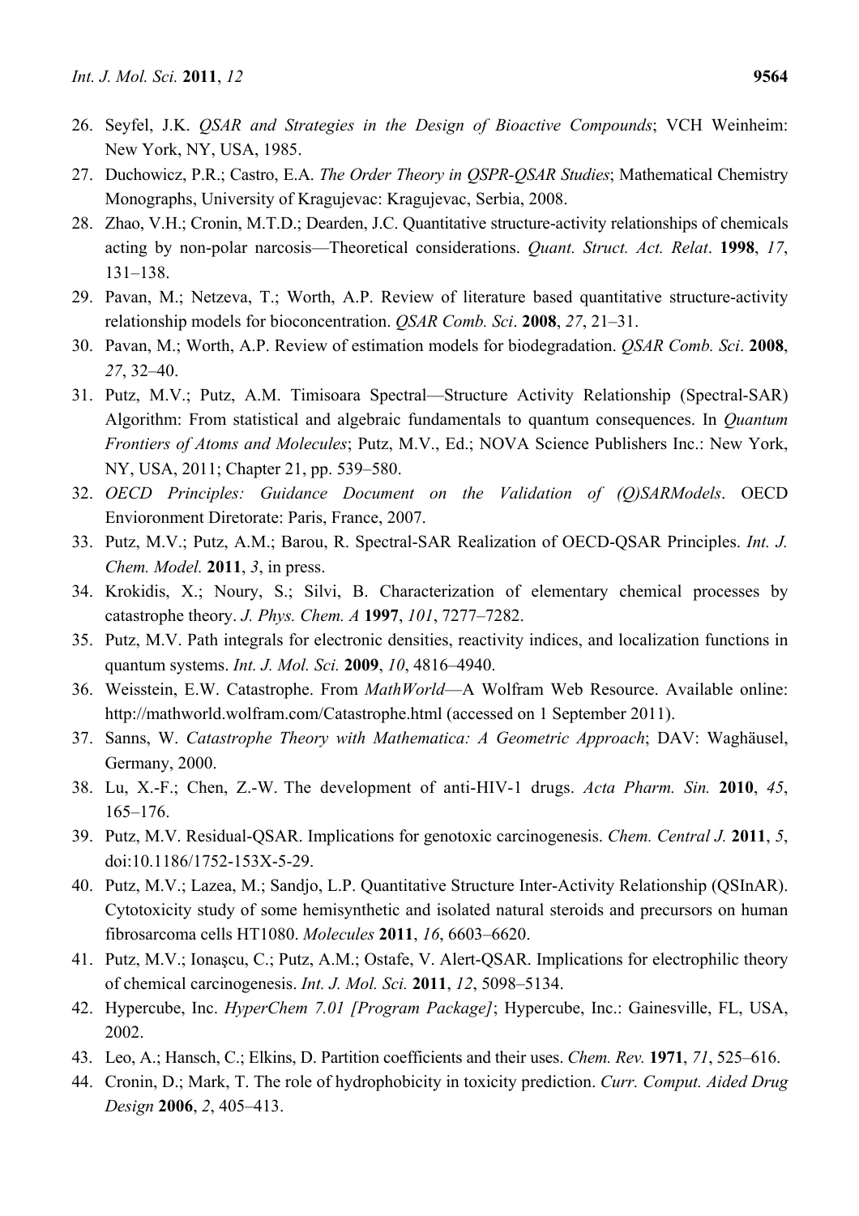26. Seyfel, J.K. *QSAR and Strategies in the Design of Bioactive Compounds*; VCH Weinheim: New York, NY, USA, 1985.
27. Duchowicz, P.R.; Castro, E.A. *The Order Theory in QSPR-QSAR Studies*; Mathematical Chemistry Monographs, University of Kragujevac: Kragujevac, Serbia, 2008.
28. Zhao, V.H.; Cronin, M.T.D.; Dearden, J.C. Quantitative structure-activity relationships of chemicals acting by non-polar narcosis—Theoretical considerations. *Quant. Struct. Act. Relat*. **1998**, *17*, 131–138.
29. Pavan, M.; Netzeva, T.; Worth, A.P. Review of literature based quantitative structure-activity relationship models for bioconcentration. *QSAR Comb. Sci*. **2008**, *27*, 21–31.
30. Pavan, M.; Worth, A.P. Review of estimation models for biodegradation. *QSAR Comb. Sci*. **2008**, *27*, 32–40.
31. Putz, M.V.; Putz, A.M. Timisoara Spectral—Structure Activity Relationship (Spectral-SAR) Algorithm: From statistical and algebraic fundamentals to quantum consequences. In *Quantum Frontiers of Atoms and Molecules*; Putz, M.V., Ed.; NOVA Science Publishers Inc.: New York, NY, USA, 2011; Chapter 21, pp. 539–580.
32. *OECD Principles: Guidance Document on the Validation of (Q)SARModels*. OECD Envioronment Diretorate: Paris, France, 2007.
33. Putz, M.V.; Putz, A.M.; Barou, R. Spectral-SAR Realization of OECD-QSAR Principles. *Int. J. Chem. Model.* **2011**, *3*, in press.
34. Krokidis, X.; Noury, S.; Silvi, B. Characterization of elementary chemical processes by catastrophe theory. *J. Phys. Chem. A* **1997**, *101*, 7277–7282.
35. Putz, M.V. Path integrals for electronic densities, reactivity indices, and localization functions in quantum systems. *Int. J. Mol. Sci.* **2009**, *10*, 4816–4940.
36. Weisstein, E.W. Catastrophe. From *MathWorld*—A Wolfram Web Resource. Available online: http://mathworld.wolfram.com/Catastrophe.html (accessed on 1 September 2011).
37. Sanns, W. *Catastrophe Theory with Mathematica: A Geometric Approach*; DAV: Waghäusel, Germany, 2000.
38. Lu, X.-F.; Chen, Z.-W. The development of anti-HIV-1 drugs. *Acta Pharm. Sin.* **2010**, *45*, 165–176.
39. Putz, M.V. Residual-QSAR. Implications for genotoxic carcinogenesis. *Chem. Central J.* **2011**, *5*, doi:10.1186/1752-153X-5-29.
40. Putz, M.V.; Lazea, M.; Sandjo, L.P. Quantitative Structure Inter-Activity Relationship (QSInAR). Cytotoxicity study of some hemisynthetic and isolated natural steroids and precursors on human fibrosarcoma cells HT1080. *Molecules* **2011**, *16*, 6603–6620.
41. Putz, M.V.; Ionaşcu, C.; Putz, A.M.; Ostafe, V. Alert-QSAR. Implications for electrophilic theory of chemical carcinogenesis. *Int. J. Mol. Sci.* **2011**, *12*, 5098–5134.
42. Hypercube, Inc. *HyperChem 7.01 [Program Package]*; Hypercube, Inc.: Gainesville, FL, USA, 2002.
43. Leo, A.; Hansch, C.; Elkins, D. Partition coefficients and their uses. *Chem. Rev.* **1971**, *71*, 525–616.
44. Cronin, D.; Mark, T. The role of hydrophobicity in toxicity prediction. *Curr. Comput. Aided Drug Design* **2006**, *2*, 405–413.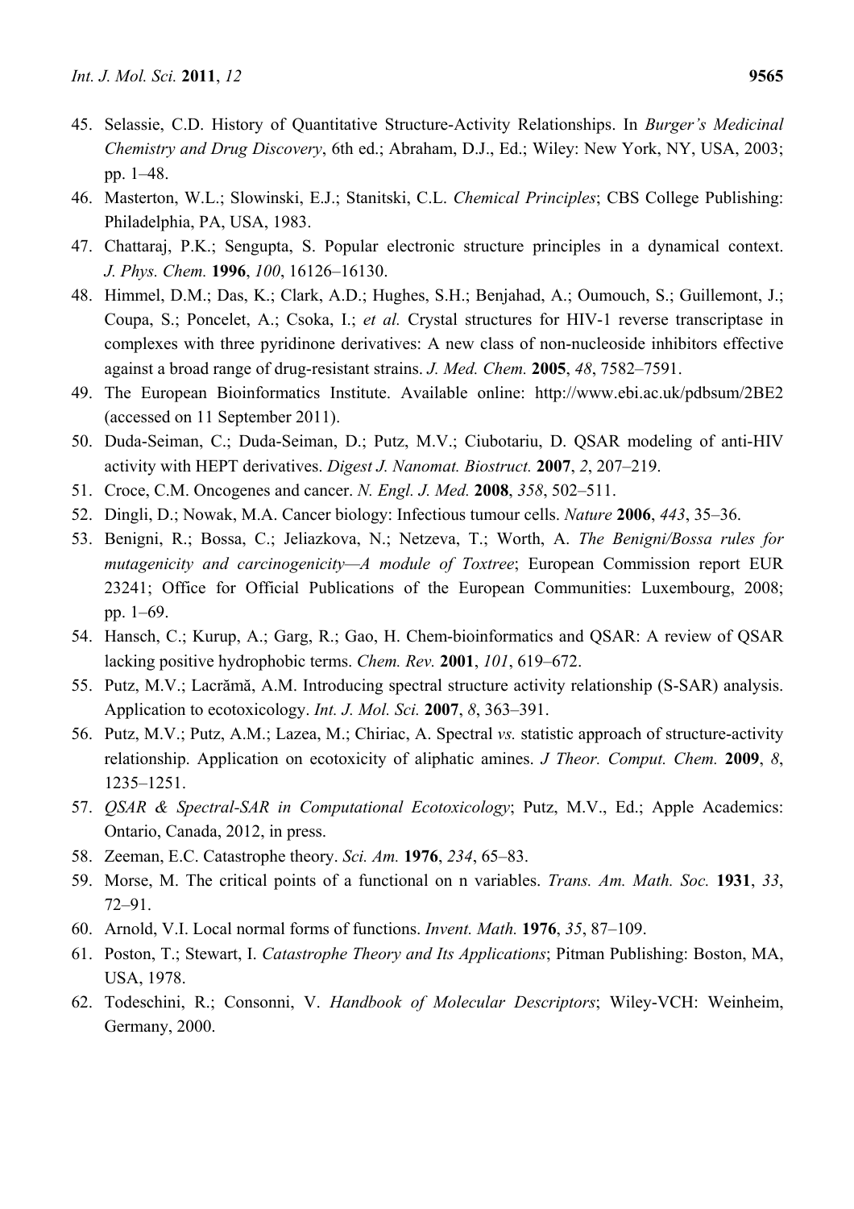45. Selassie, C.D. History of Quantitative Structure-Activity Relationships. In *Burger's Medicinal Chemistry and Drug Discovery*, 6th ed.; Abraham, D.J., Ed.; Wiley: New York, NY, USA, 2003; pp. 1–48.
46. Masterton, W.L.; Slowinski, E.J.; Stanitski, C.L. *Chemical Principles*; CBS College Publishing: Philadelphia, PA, USA, 1983.
47. Chattaraj, P.K.; Sengupta, S. Popular electronic structure principles in a dynamical context. *J. Phys. Chem.* **1996**, *100*, 16126–16130.
48. Himmel, D.M.; Das, K.; Clark, A.D.; Hughes, S.H.; Benjahad, A.; Oumouch, S.; Guillemont, J.; Coupa, S.; Poncelet, A.; Csoka, I.; *et al.* Crystal structures for HIV-1 reverse transcriptase in complexes with three pyridinone derivatives: A new class of non-nucleoside inhibitors effective against a broad range of drug-resistant strains. *J. Med. Chem.* **2005**, *48*, 7582–7591.
49. The European Bioinformatics Institute. Available online: http://www.ebi.ac.uk/pdbsum/2BE2 (accessed on 11 September 2011).
50. Duda-Seiman, C.; Duda-Seiman, D.; Putz, M.V.; Ciubotariu, D. QSAR modeling of anti-HIV activity with HEPT derivatives. *Digest J. Nanomat. Biostruct.* **2007**, *2*, 207–219.
51. Croce, C.M. Oncogenes and cancer. *N. Engl. J. Med.* **2008**, *358*, 502–511.
52. Dingli, D.; Nowak, M.A. Cancer biology: Infectious tumour cells. *Nature* **2006**, *443*, 35–36.
53. Benigni, R.; Bossa, C.; Jeliazkova, N.; Netzeva, T.; Worth, A. *The Benigni/Bossa rules for mutagenicity and carcinogenicity—A module of Toxtree*; European Commission report EUR 23241; Office for Official Publications of the European Communities: Luxembourg, 2008; pp. 1–69.
54. Hansch, C.; Kurup, A.; Garg, R.; Gao, H. Chem-bioinformatics and QSAR: A review of QSAR lacking positive hydrophobic terms. *Chem. Rev.* **2001**, *101*, 619–672.
55. Putz, M.V.; Lacrămă, A.M. Introducing spectral structure activity relationship (S-SAR) analysis. Application to ecotoxicology. *Int. J. Mol. Sci.* **2007**, *8*, 363–391.
56. Putz, M.V.; Putz, A.M.; Lazea, M.; Chiriac, A. Spectral *vs.* statistic approach of structure-activity relationship. Application on ecotoxicity of aliphatic amines. *J Theor. Comput. Chem.* **2009**, *8*, 1235–1251.
57. *QSAR & Spectral-SAR in Computational Ecotoxicology*; Putz, M.V., Ed.; Apple Academics: Ontario, Canada, 2012, in press.
58. Zeeman, E.C. Catastrophe theory. *Sci. Am.* **1976**, *234*, 65–83.
59. Morse, M. The critical points of a functional on n variables. *Trans. Am. Math. Soc.* **1931**, *33*, 72–91.
60. Arnold, V.I. Local normal forms of functions. *Invent. Math.* **1976**, *35*, 87–109.
61. Poston, T.; Stewart, I. *Catastrophe Theory and Its Applications*; Pitman Publishing: Boston, MA, USA, 1978.
62. Todeschini, R.; Consonni, V. *Handbook of Molecular Descriptors*; Wiley-VCH: Weinheim, Germany, 2000.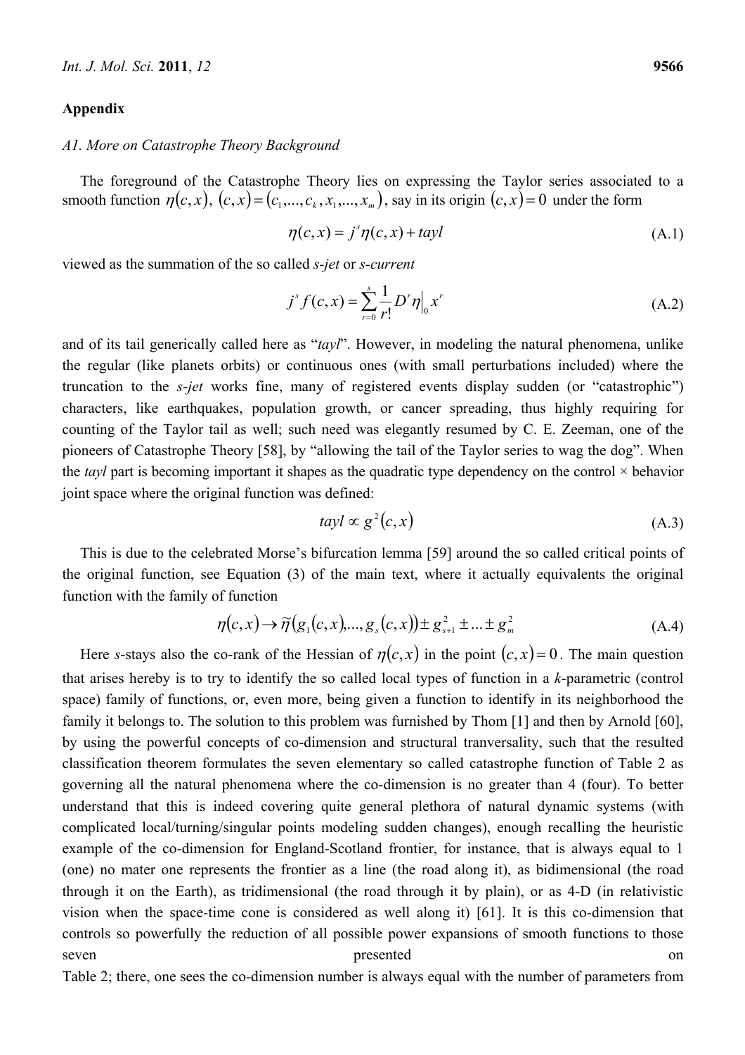## Appendix

### *A1. More on Catastrophe Theory Background*

The foreground of the Catastrophe Theory lies on expressing the Taylor series associated to a smooth function $\eta(c,x)$, $(c,x)=(c_1,...,c_k,x_1,...,x_m)$, say in its origin $(c,x)=0$ under the form

$$\eta(c,x)=j^s\eta(c,x)+tayl \tag{A.1}$$

viewed as the summation of the so called *s-jet* or *s-current*

$$j^s f(c,x)=\sum_{r=0}^{s}\frac{1}{r!}D^r\eta\Big|_0 x^r \tag{A.2}$$

and of its tail generically called here as "*tayl*". However, in modeling the natural phenomena, unlike the regular (like planets orbits) or continuous ones (with small perturbations included) where the truncation to the *s-jet* works fine, many of registered events display sudden (or "catastrophic") characters, like earthquakes, population growth, or cancer spreading, thus highly requiring for counting of the Taylor tail as well; such need was elegantly resumed by C. E. Zeeman, one of the pioneers of Catastrophe Theory [58], by "allowing the tail of the Taylor series to wag the dog". When the *tayl* part is becoming important it shapes as the quadratic type dependency on the control × behavior joint space where the original function was defined:

$$tayl \propto g^2(c,x) \tag{A.3}$$

This is due to the celebrated Morse's bifurcation lemma [59] around the so called critical points of the original function, see Equation (3) of the main text, where it actually equivalents the original function with the family of function

$$\eta(c,x)\rightarrow\tilde{\eta}\left(g_1(c,x),...,g_s(c,x)\right)\pm g_{s+1}^2\pm...\pm g_m^2 \tag{A.4}$$

Here *s*-stays also the co-rank of the Hessian of $\eta(c,x)$ in the point $(c,x)=0$. The main question that arises hereby is to try to identify the so called local types of function in a *k*-parametric (control space) family of functions, or, even more, being given a function to identify in its neighborhood the family it belongs to. The solution to this problem was furnished by Thom [1] and then by Arnold [60], by using the powerful concepts of co-dimension and structural tranversality, such that the resulted classification theorem formulates the seven elementary so called catastrophe function of Table 2 as governing all the natural phenomena where the co-dimension is no greater than 4 (four). To better understand that this is indeed covering quite general plethora of natural dynamic systems (with complicated local/turning/singular points modeling sudden changes), enough recalling the heuristic example of the co-dimension for England-Scotland frontier, for instance, that is always equal to 1 (one) no mater one represents the frontier as a line (the road along it), as bidimensional (the road through it on the Earth), as tridimensional (the road through it by plain), or as 4-D (in relativistic vision when the space-time cone is considered as well along it) [61]. It is this co-dimension that controls so powerfully the reduction of all possible power expansions of smooth functions to those seven presented on Table 2; there, one sees the co-dimension number is always equal with the number of parameters from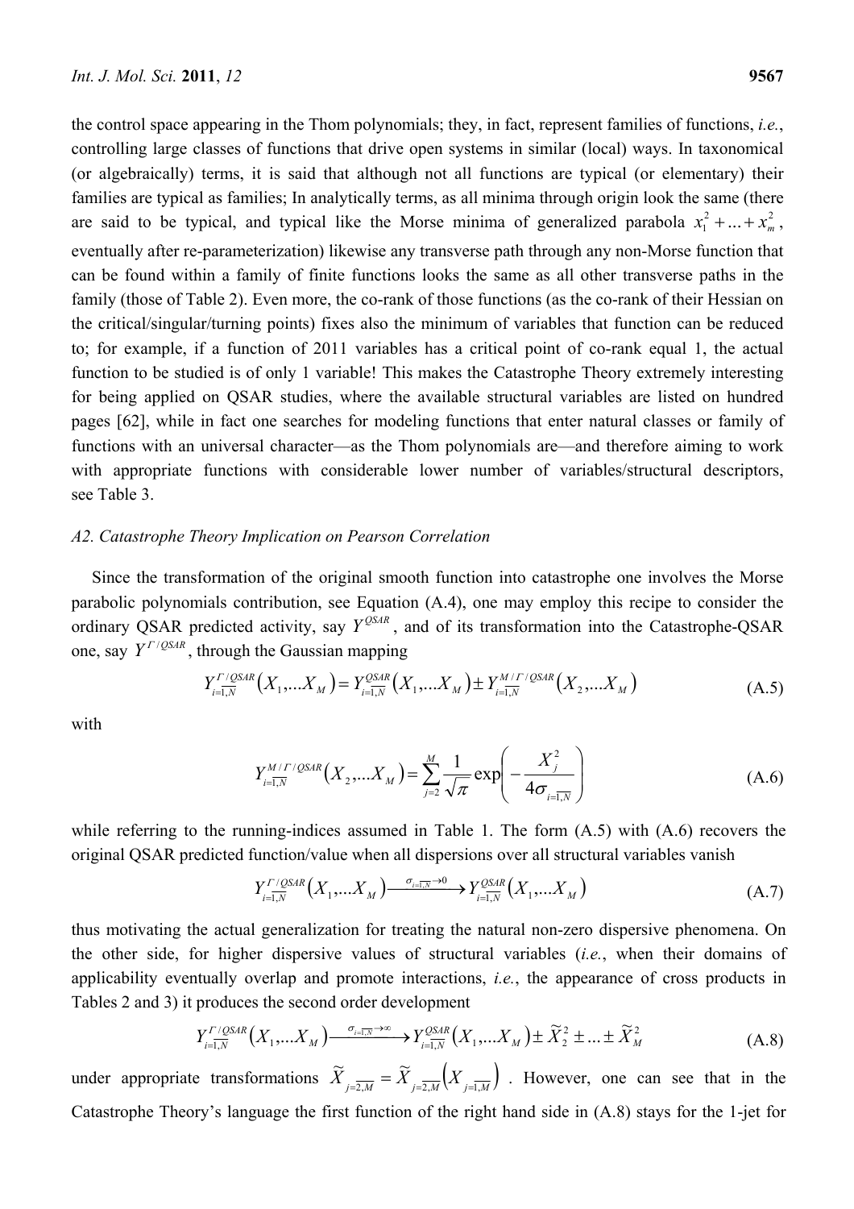the control space appearing in the Thom polynomials; they, in fact, represent families of functions, *i.e.*, controlling large classes of functions that drive open systems in similar (local) ways. In taxonomical (or algebraically) terms, it is said that although not all functions are typical (or elementary) their families are typical as families; In analytically terms, as all minima through origin look the same (there are said to be typical, and typical like the Morse minima of generalized parabola $x_1^2 + ... + x_m^2$, eventually after re-parameterization) likewise any transverse path through any non-Morse function that can be found within a family of finite functions looks the same as all other transverse paths in the family (those of Table 2). Even more, the co-rank of those functions (as the co-rank of their Hessian on the critical/singular/turning points) fixes also the minimum of variables that function can be reduced to; for example, if a function of 2011 variables has a critical point of co-rank equal 1, the actual function to be studied is of only 1 variable! This makes the Catastrophe Theory extremely interesting for being applied on QSAR studies, where the available structural variables are listed on hundred pages [62], while in fact one searches for modeling functions that enter natural classes or family of functions with an universal character—as the Thom polynomials are—and therefore aiming to work with appropriate functions with considerable lower number of variables/structural descriptors, see Table 3.

### *A2. Catastrophe Theory Implication on Pearson Correlation*

Since the transformation of the original smooth function into catastrophe one involves the Morse parabolic polynomials contribution, see Equation (A.4), one may employ this recipe to consider the ordinary QSAR predicted activity, say $Y^{QSAR}$, and of its transformation into the Catastrophe-QSAR one, say $Y^{\Gamma/QSAR}$, through the Gaussian mapping

$$Y_{i=\overline{1,N}}^{\Gamma/QSAR}\left(X_1,...X_M\right) = Y_{i=\overline{1,N}}^{QSAR}\left(X_1,...X_M\right) \pm Y_{i=\overline{1,N}}^{M/\Gamma/QSAR}\left(X_2,...X_M\right) \tag{A.5}$$

with

$$Y_{i=\overline{1,N}}^{M/\Gamma/QSAR}\left(X_2,...X_M\right) = \sum_{j=2}^{M} \frac{1}{\sqrt{\pi}} \exp\left(-\frac{X_j^2}{4\sigma_{i=\overline{1,N}}}\right) \tag{A.6}$$

while referring to the running-indices assumed in Table 1. The form (A.5) with (A.6) recovers the original QSAR predicted function/value when all dispersions over all structural variables vanish

$$Y_{i=\overline{1,N}}^{\Gamma/QSAR}\left(X_1,...X_M\right) \xrightarrow{\sigma_{i=\overline{1,N}}\to 0} Y_{i=\overline{1,N}}^{QSAR}\left(X_1,...X_M\right) \tag{A.7}$$

thus motivating the actual generalization for treating the natural non-zero dispersive phenomena. On the other side, for higher dispersive values of structural variables (*i.e.*, when their domains of applicability eventually overlap and promote interactions, *i.e.*, the appearance of cross products in Tables 2 and 3) it produces the second order development

$$Y_{i=\overline{1,N}}^{\Gamma/QSAR}\left(X_1,...X_M\right) \xrightarrow{\sigma_{i=\overline{1,N}}\to \infty} Y_{i=\overline{1,N}}^{QSAR}\left(X_1,...X_M\right) \pm \widetilde{X}_2^2 \pm ... \pm \widetilde{X}_M^2 \tag{A.8}$$

under appropriate transformations $\widetilde{X}_{j=\overline{2,M}} = \widetilde{X}_{j=\overline{2,M}}\left(X_{j=\overline{1,M}}\right)$. However, one can see that in the Catastrophe Theory's language the first function of the right hand side in (A.8) stays for the 1-jet for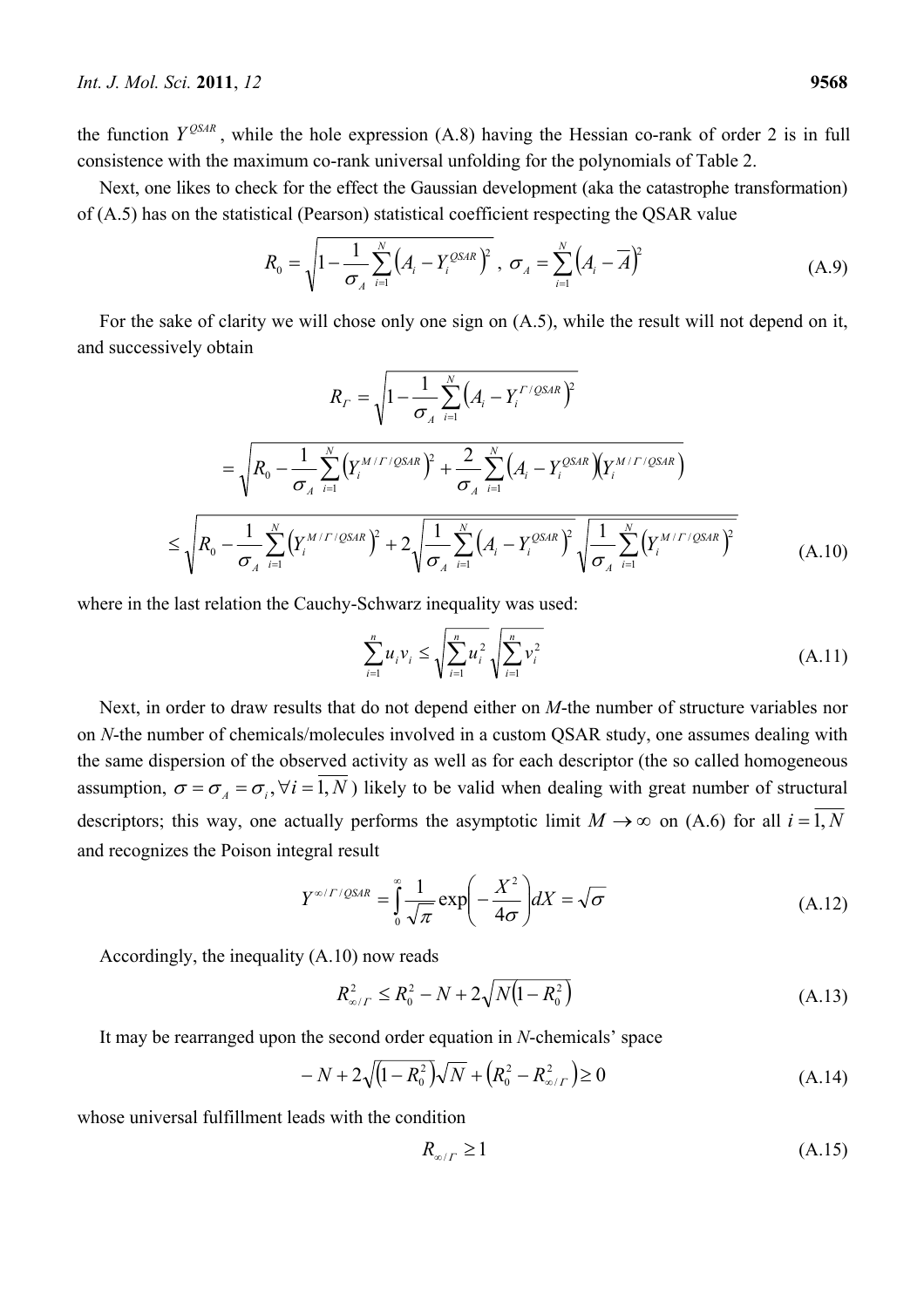the function $Y^{QSAR}$, while the hole expression (A.8) having the Hessian co-rank of order 2 is in full consistence with the maximum co-rank universal unfolding for the polynomials of Table 2.

Next, one likes to check for the effect the Gaussian development (aka the catastrophe transformation) of (A.5) has on the statistical (Pearson) statistical coefficient respecting the QSAR value

$$R_0 = \sqrt{1 - \frac{1}{\sigma_A}\sum_{i=1}^{N}\left(A_i - Y_i^{QSAR}\right)^2}\ ,\ \sigma_A = \sum_{i=1}^{N}\left(A_i - \overline{A}\right)^2 \tag{A.9}$$

For the sake of clarity we will chose only one sign on (A.5), while the result will not depend on it, and successively obtain

$$\begin{aligned}
R_{\Gamma} &= \sqrt{1 - \frac{1}{\sigma_A}\sum_{i=1}^{N}\left(A_i - Y_i^{\Gamma/QSAR}\right)^2} \\
&= \sqrt{R_0 - \frac{1}{\sigma_A}\sum_{i=1}^{N}\left(Y_i^{M/\Gamma/QSAR}\right)^2 + \frac{2}{\sigma_A}\sum_{i=1}^{N}\left(A_i - Y_i^{QSAR}\right)\left(Y_i^{M/\Gamma/QSAR}\right)} \\
&\le \sqrt{R_0 - \frac{1}{\sigma_A}\sum_{i=1}^{N}\left(Y_i^{M/\Gamma/QSAR}\right)^2 + 2\sqrt{\frac{1}{\sigma_A}\sum_{i=1}^{N}\left(A_i - Y_i^{QSAR}\right)^2}\sqrt{\frac{1}{\sigma_A}\sum_{i=1}^{N}\left(Y_i^{M/\Gamma/QSAR}\right)^2}}
\end{aligned} \tag{A.10}$$

where in the last relation the Cauchy-Schwarz inequality was used:

$$\sum_{i=1}^{n} u_i v_i \le \sqrt{\sum_{i=1}^{n} u_i^2}\sqrt{\sum_{i=1}^{n} v_i^2} \tag{A.11}$$

Next, in order to draw results that do not depend either on $M$-the number of structure variables nor on $N$-the number of chemicals/molecules involved in a custom QSAR study, one assumes dealing with the same dispersion of the observed activity as well as for each descriptor (the so called homogeneous assumption, $\sigma = \sigma_A = \sigma_i, \forall i = \overline{1,N}$) likely to be valid when dealing with great number of structural descriptors; this way, one actually performs the asymptotic limit $M \to \infty$ on (A.6) for all $i = \overline{1,N}$ and recognizes the Poison integral result

$$Y^{\infty/\Gamma/QSAR} = \int_{0}^{\infty} \frac{1}{\sqrt{\pi}} \exp\left(-\frac{X^2}{4\sigma}\right) dX = \sqrt{\sigma} \tag{A.12}$$

Accordingly, the inequality (A.10) now reads

$$R_{\infty/\Gamma}^2 \le R_0^2 - N + 2\sqrt{N\left(1 - R_0^2\right)} \tag{A.13}$$

It may be rearranged upon the second order equation in $N$-chemicals' space

$$-N + 2\sqrt{\left(1 - R_0^2\right)}\sqrt{N} + \left(R_0^2 - R_{\infty/\Gamma}^2\right) \ge 0 \tag{A.14}$$

whose universal fulfillment leads with the condition

$$R_{\infty/\Gamma} \ge 1 \tag{A.15}$$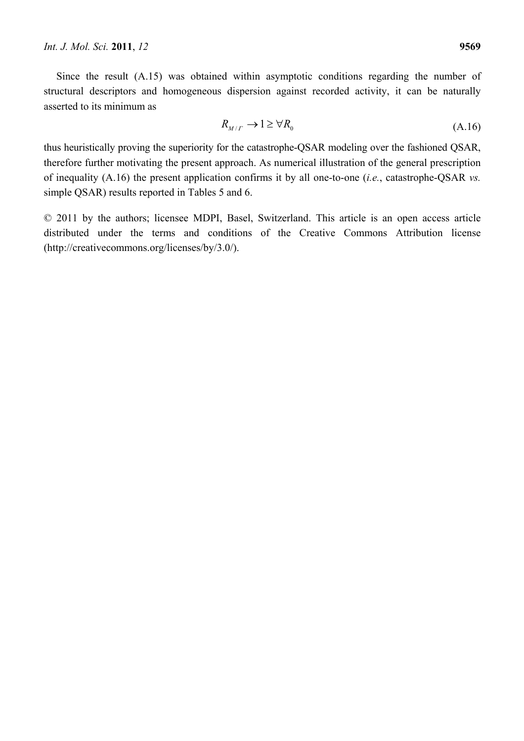Since the result (A.15) was obtained within asymptotic conditions regarding the number of structural descriptors and homogeneous dispersion against recorded activity, it can be naturally asserted to its minimum as

$$R_{M/\Gamma} \to 1 \geq \forall R_0 \tag{A.16}$$

thus heuristically proving the superiority for the catastrophe-QSAR modeling over the fashioned QSAR, therefore further motivating the present approach. As numerical illustration of the general prescription of inequality (A.16) the present application confirms it by all one-to-one (*i.e.*, catastrophe-QSAR *vs.* simple QSAR) results reported in Tables 5 and 6.

© 2011 by the authors; licensee MDPI, Basel, Switzerland. This article is an open access article distributed under the terms and conditions of the Creative Commons Attribution license (http://creativecommons.org/licenses/by/3.0/).